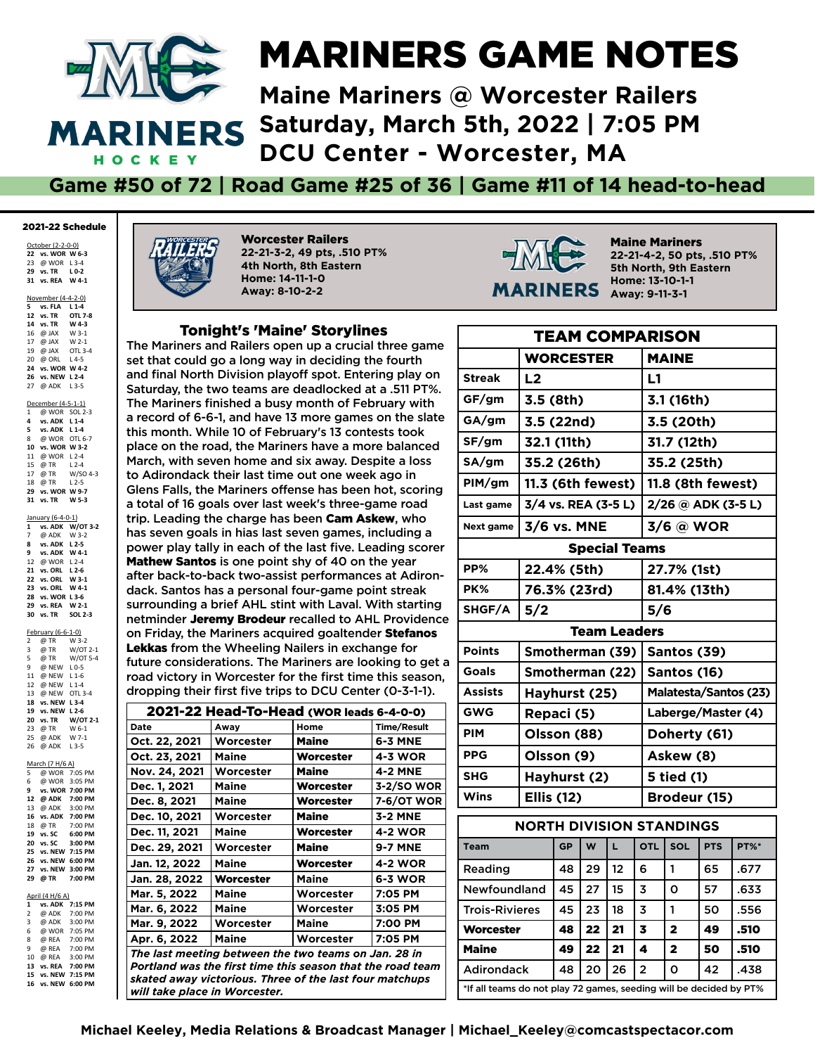# MARINERS GAME NOTES

## Maine Mariners @ Worcester Railers
## Saturday, March 5th, 2022 | 7:05 PM
## DCU Center - Worcester, MA

**Game #50 of 72 | Road Game #25 of 36 | Game #11 of 14 head-to-head**

### 2021-22 Schedule

**October (2-2-0-0)**
- 22 vs. WOR W 6-3
- 23 @ WOR L 3-4
- 29 vs. TR L 0-2
- 31 vs. REA W 4-1

**November (4-4-2-0)**
- 5 vs. FLA L 1-4
- 12 vs. TR OTL 7-8
- 14 vs. TR W 4-3
- 16 @ JAX W 3-1
- 17 @ JAX W 2-1
- 19 @ JAX OTL 3-4
- 20 @ ORL L 4-5
- 24 vs. WOR W 4-2
- 26 vs. NEW L 2-4
- 27 @ ADK L 3-5

**December (4-5-1-1)**
- 1 @ WOR SOL 2-3
- 4 vs. ADK L 1-4
- 5 vs. ADK L 1-4
- 8 @ WOR OTL 6-7
- 10 vs. WOR W 3-2
- 11 @ WOR L 2-4
- 15 @ TR L 2-4
- 17 @ TR W/SO 4-3
- 18 @ TR L 2-5
- 29 vs. WOR W 9-7
- 31 vs. TR W 5-3

**January (6-4-0-1)**
- 1 vs. ADK W/OT 3-2
- 7 @ ADK W 3-2
- 8 vs. ADK L 2-5
- 9 vs. ADK W 4-1
- 12 @ WOR L 2-4
- 21 vs. ORL L 2-6
- 22 vs. ORL W 3-1
- 23 vs. ORL W 4-1
- 28 vs. WOR L 3-6
- 29 vs. REA W 2-1
- 30 vs. TR SOL 2-3

**February (6-6-1-0)**
- 2 @ TR W 3-2
- 3 @ TR W/OT 2-1
- 5 @ TR W/OT 5-4
- 9 @ NEW L 0-5
- 11 @ NEW L 1-6
- 12 @ NEW L 1-4
- 13 @ NEW OTL 3-4
- 18 vs. NEW L 3-4
- 19 vs. NEW L 2-6
- 20 vs. TR W/OT 2-1
- 23 @ TR W 6-1
- 25 @ ADK W 7-1
- 26 @ ADK L 3-5

**March (7 H/6 A)**
- 5 @ WOR 7:05 PM
- 6 @ WOR 3:05 PM
- 9 vs. WOR 7:00 PM
- 12 @ ADK 7:00 PM
- 13 @ ADK 3:00 PM
- 16 vs. ADK 7:00 PM
- 18 @ TR 7:00 PM
- 19 vs. SC 6:00 PM
- 20 vs. SC 3:00 PM
- 25 vs. NEW 7:15 PM
- 26 vs. NEW 6:00 PM
- 27 vs. NEW 3:00 PM
- 29 @ TR 7:00 PM

**April (4 H/6 A)**
- 1 vs. ADK 7:15 PM
- 2 @ ADK 7:00 PM
- 3 @ ADK 3:00 PM
- 6 @ WOR 7:05 PM
- 8 @ REA 7:00 PM
- 9 @ REA 7:00 PM
- 10 @ REA 3:00 PM
- 13 vs. REA 7:00 PM
- 15 vs. NEW 7:15 PM
- 16 vs. NEW 6:00 PM

**Worcester Railers**
22-21-3-2, 49 pts, .510 PT%
4th North, 8th Eastern
Home: 14-11-1-0
Away: 8-10-2-2

**Maine Mariners**
22-21-4-2, 50 pts, .510 PT%
5th North, 9th Eastern
Home: 13-10-1-1
Away: 9-11-3-1

### Tonight's 'Maine' Storylines

The Mariners and Railers open up a crucial three game set that could go a long way in deciding the fourth and final North Division playoff spot. Entering play on Saturday, the two teams are deadlocked at a .511 PT%. The Mariners finished a busy month of February with a record of 6-6-1, and have 13 more games on the slate this month. While 10 of February's 13 contests took place on the road, the Mariners have a more balanced March, with seven home and six away. Despite a loss to Adirondack their last time out one week ago in Glens Falls, the Mariners offense has been hot, scoring a total of 16 goals over last week's three-game road trip. Leading the charge has been **Cam Askew**, who has seven goals in hias last seven games, including a power play tally in each of the last five. Leading scorer **Mathew Santos** is one point shy of 40 on the year after back-to-back two-assist performances at Adirondack. Santos has a personal four-game point streak surrounding a brief AHL stint with Laval. With starting netminder **Jeremy Brodeur** recalled to AHL Providence on Friday, the Mariners acquired goaltender **Stefanos Lekkas** from the Wheeling Nailers in exchange for future considerations. The Mariners are looking to get a road victory in Worcester for the first time this season, dropping their first five trips to DCU Center (0-3-1-1).

### 2021-22 Head-To-Head (WOR leads 6-4-0-0)

| Date | Away | Home | Time/Result |
|---|---|---|---|
| Oct. 22, 2021 | Worcester | **Maine** | 6-3 MNE |
| Oct. 23, 2021 | Maine | **Worcester** | 4-3 WOR |
| Nov. 24, 2021 | Worcester | **Maine** | 4-2 MNE |
| Dec. 1, 2021 | Maine | **Worcester** | 3-2/SO WOR |
| Dec. 8, 2021 | Maine | **Worcester** | 7-6/OT WOR |
| Dec. 10, 2021 | Worcester | **Maine** | 3-2 MNE |
| Dec. 11, 2021 | Maine | **Worcester** | 4-2 WOR |
| Dec. 29, 2021 | Worcester | **Maine** | 9-7 MNE |
| Jan. 12, 2022 | Maine | **Worcester** | 4-2 WOR |
| Jan. 28, 2022 | **Worcester** | Maine | 6-3 WOR |
| Mar. 5, 2022 | Maine | Worcester | 7:05 PM |
| Mar. 6, 2022 | Maine | Worcester | 3:05 PM |
| Mar. 9, 2022 | Worcester | Maine | 7:00 PM |
| Apr. 6, 2022 | Maine | Worcester | 7:05 PM |

*The last meeting between the two teams on Jan. 28 in Portland was the first time this season that the road team skated away victorious. Three of the last four matchups will take place in Worcester.*

### TEAM COMPARISON

| | WORCESTER | MAINE |
|---|---|---|
| Streak | L2 | L1 |
| GF/gm | 3.5 (8th) | 3.1 (16th) |
| GA/gm | 3.5 (22nd) | 3.5 (20th) |
| SF/gm | 32.1 (11th) | 31.7 (12th) |
| SA/gm | 35.2 (26th) | 35.2 (25th) |
| PIM/gm | 11.3 (6th fewest) | 11.8 (8th fewest) |
| Last game | 3/4 vs. REA (3-5 L) | 2/26 @ ADK (3-5 L) |
| Next game | 3/6 vs. MNE | 3/6 @ WOR |
| **Special Teams** | | |
| PP% | 22.4% (5th) | 27.7% (1st) |
| PK% | 76.3% (23rd) | 81.4% (13th) |
| SHGF/A | 5/2 | 5/6 |
| **Team Leaders** | | |
| Points | Smotherman (39) | Santos (39) |
| Goals | Smotherman (22) | Santos (16) |
| Assists | Hayhurst (25) | Malatesta/Santos (23) |
| GWG | Repaci (5) | Laberge/Master (4) |
| PIM | Olsson (88) | Doherty (61) |
| PPG | Olsson (9) | Askew (8) |
| SHG | Hayhurst (2) | 5 tied (1) |
| Wins | Ellis (12) | Brodeur (15) |

### NORTH DIVISION STANDINGS

| Team | GP | W | L | OTL | SOL | PTS | PT%* |
|---|---|---|---|---|---|---|---|
| Reading | 48 | 29 | 12 | 6 | 1 | 65 | .677 |
| Newfoundland | 45 | 27 | 15 | 3 | 0 | 57 | .633 |
| Trois-Rivieres | 45 | 23 | 18 | 3 | 1 | 50 | .556 |
| **Worcester** | **48** | **22** | **21** | **3** | **2** | **49** | **.510** |
| **Maine** | **49** | **22** | **21** | **4** | **2** | **50** | **.510** |
| Adirondack | 48 | 20 | 26 | 2 | 0 | 42 | .438 |

*If all teams do not play 72 games, seeding will be decided by PT%

**Michael Keeley, Media Relations & Broadcast Manager | Michael_Keeley@comcastspectacor.com**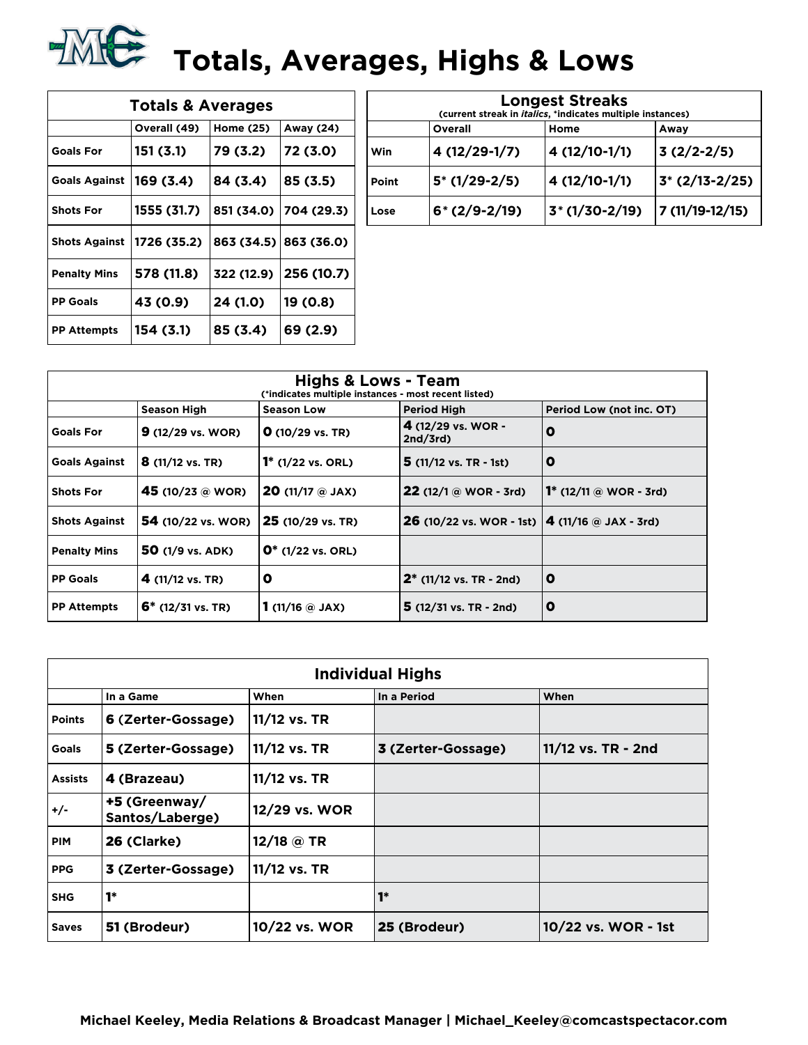# Totals, Averages, Highs & Lows

| Totals & Averages | | | |
|---|---|---|---|
| | Overall (49) | Home (25) | Away (24) |
| Goals For | 151 (3.1) | 79 (3.2) | 72 (3.0) |
| Goals Against | 169 (3.4) | 84 (3.4) | 85 (3.5) |
| Shots For | 1555 (31.7) | 851 (34.0) | 704 (29.3) |
| Shots Against | 1726 (35.2) | 863 (34.5) | 863 (36.0) |
| Penalty Mins | 578 (11.8) | 322 (12.9) | 256 (10.7) |
| PP Goals | 43 (0.9) | 24 (1.0) | 19 (0.8) |
| PP Attempts | 154 (3.1) | 85 (3.4) | 69 (2.9) |

| Longest Streaks (current streak in *italics*, *indicates multiple instances) | | | |
|---|---|---|---|
| | Overall | Home | Away |
| Win | 4 (12/29-1/7) | 4 (12/10-1/1) | 3 (2/2-2/5) |
| Point | 5* (1/29-2/5) | 4 (12/10-1/1) | 3* (2/13-2/25) |
| Lose | 6* (2/9-2/19) | 3* (1/30-2/19) | 7 (11/19-12/15) |

| Highs & Lows - Team (*indicates multiple instances - most recent listed) | | | | |
|---|---|---|---|---|
| | Season High | Season Low | Period High | Period Low (not inc. OT) |
| Goals For | 9 (12/29 vs. WOR) | 0 (10/29 vs. TR) | 4 (12/29 vs. WOR - 2nd/3rd) | 0 |
| Goals Against | 8 (11/12 vs. TR) | 1* (1/22 vs. ORL) | 5 (11/12 vs. TR - 1st) | 0 |
| Shots For | 45 (10/23 @ WOR) | 20 (11/17 @ JAX) | 22 (12/1 @ WOR - 3rd) | 1* (12/11 @ WOR - 3rd) |
| Shots Against | 54 (10/22 vs. WOR) | 25 (10/29 vs. TR) | 26 (10/22 vs. WOR - 1st) | 4 (11/16 @ JAX - 3rd) |
| Penalty Mins | 50 (1/9 vs. ADK) | 0* (1/22 vs. ORL) | | |
| PP Goals | 4 (11/12 vs. TR) | 0 | 2* (11/12 vs. TR - 2nd) | 0 |
| PP Attempts | 6* (12/31 vs. TR) | 1 (11/16 @ JAX) | 5 (12/31 vs. TR - 2nd) | 0 |

| Individual Highs | | | | |
|---|---|---|---|---|
| | In a Game | When | In a Period | When |
| Points | 6 (Zerter-Gossage) | 11/12 vs. TR | | |
| Goals | 5 (Zerter-Gossage) | 11/12 vs. TR | 3 (Zerter-Gossage) | 11/12 vs. TR - 2nd |
| Assists | 4 (Brazeau) | 11/12 vs. TR | | |
| +/- | +5 (Greenway/ Santos/Laberge) | 12/29 vs. WOR | | |
| PIM | 26 (Clarke) | 12/18 @ TR | | |
| PPG | 3 (Zerter-Gossage) | 11/12 vs. TR | | |
| SHG | 1* | | 1* | |
| Saves | 51 (Brodeur) | 10/22 vs. WOR | 25 (Brodeur) | 10/22 vs. WOR - 1st |

**Michael Keeley, Media Relations & Broadcast Manager | Michael_Keeley@comcastspectacor.com**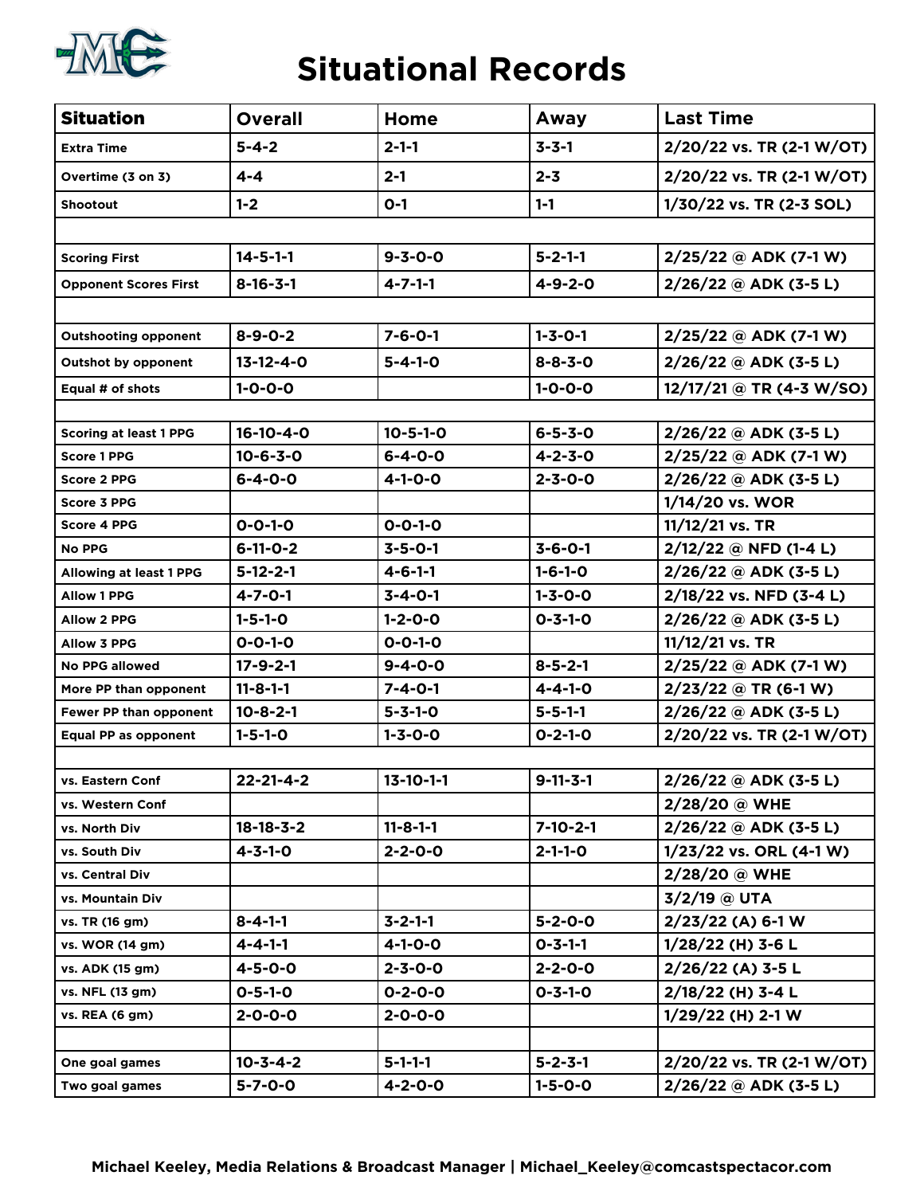# Situational Records

| Situation | Overall | Home | Away | Last Time |
|---|---|---|---|---|
| Extra Time | 5-4-2 | 2-1-1 | 3-3-1 | 2/20/22 vs. TR (2-1 W/OT) |
| Overtime (3 on 3) | 4-4 | 2-1 | 2-3 | 2/20/22 vs. TR (2-1 W/OT) |
| Shootout | 1-2 | 0-1 | 1-1 | 1/30/22 vs. TR (2-3 SOL) |
| | | | | |
| Scoring First | 14-5-1-1 | 9-3-0-0 | 5-2-1-1 | 2/25/22 @ ADK (7-1 W) |
| Opponent Scores First | 8-16-3-1 | 4-7-1-1 | 4-9-2-0 | 2/26/22 @ ADK (3-5 L) |
| | | | | |
| Outshooting opponent | 8-9-0-2 | 7-6-0-1 | 1-3-0-1 | 2/25/22 @ ADK (7-1 W) |
| Outshot by opponent | 13-12-4-0 | 5-4-1-0 | 8-8-3-0 | 2/26/22 @ ADK (3-5 L) |
| Equal # of shots | 1-0-0-0 | | 1-0-0-0 | 12/17/21 @ TR (4-3 W/SO) |
| | | | | |
| Scoring at least 1 PPG | 16-10-4-0 | 10-5-1-0 | 6-5-3-0 | 2/26/22 @ ADK (3-5 L) |
| Score 1 PPG | 10-6-3-0 | 6-4-0-0 | 4-2-3-0 | 2/25/22 @ ADK (7-1 W) |
| Score 2 PPG | 6-4-0-0 | 4-1-0-0 | 2-3-0-0 | 2/26/22 @ ADK (3-5 L) |
| Score 3 PPG | | | | 1/14/20 vs. WOR |
| Score 4 PPG | 0-0-1-0 | 0-0-1-0 | | 11/12/21 vs. TR |
| No PPG | 6-11-0-2 | 3-5-0-1 | 3-6-0-1 | 2/12/22 @ NFD (1-4 L) |
| Allowing at least 1 PPG | 5-12-2-1 | 4-6-1-1 | 1-6-1-0 | 2/26/22 @ ADK (3-5 L) |
| Allow 1 PPG | 4-7-0-1 | 3-4-0-1 | 1-3-0-0 | 2/18/22 vs. NFD (3-4 L) |
| Allow 2 PPG | 1-5-1-0 | 1-2-0-0 | 0-3-1-0 | 2/26/22 @ ADK (3-5 L) |
| Allow 3 PPG | 0-0-1-0 | 0-0-1-0 | | 11/12/21 vs. TR |
| No PPG allowed | 17-9-2-1 | 9-4-0-0 | 8-5-2-1 | 2/25/22 @ ADK (7-1 W) |
| More PP than opponent | 11-8-1-1 | 7-4-0-1 | 4-4-1-0 | 2/23/22 @ TR (6-1 W) |
| Fewer PP than opponent | 10-8-2-1 | 5-3-1-0 | 5-5-1-1 | 2/26/22 @ ADK (3-5 L) |
| Equal PP as opponent | 1-5-1-0 | 1-3-0-0 | 0-2-1-0 | 2/20/22 vs. TR (2-1 W/OT) |
| | | | | |
| vs. Eastern Conf | 22-21-4-2 | 13-10-1-1 | 9-11-3-1 | 2/26/22 @ ADK (3-5 L) |
| vs. Western Conf | | | | 2/28/20 @ WHE |
| vs. North Div | 18-18-3-2 | 11-8-1-1 | 7-10-2-1 | 2/26/22 @ ADK (3-5 L) |
| vs. South Div | 4-3-1-0 | 2-2-0-0 | 2-1-1-0 | 1/23/22 vs. ORL (4-1 W) |
| vs. Central Div | | | | 2/28/20 @ WHE |
| vs. Mountain Div | | | | 3/2/19 @ UTA |
| vs. TR (16 gm) | 8-4-1-1 | 3-2-1-1 | 5-2-0-0 | 2/23/22 (A) 6-1 W |
| vs. WOR (14 gm) | 4-4-1-1 | 4-1-0-0 | 0-3-1-1 | 1/28/22 (H) 3-6 L |
| vs. ADK (15 gm) | 4-5-0-0 | 2-3-0-0 | 2-2-0-0 | 2/26/22 (A) 3-5 L |
| vs. NFL (13 gm) | 0-5-1-0 | 0-2-0-0 | 0-3-1-0 | 2/18/22 (H) 3-4 L |
| vs. REA (6 gm) | 2-0-0-0 | 2-0-0-0 | | 1/29/22 (H) 2-1 W |
| | | | | |
| One goal games | 10-3-4-2 | 5-1-1-1 | 5-2-3-1 | 2/20/22 vs. TR (2-1 W/OT) |
| Two goal games | 5-7-0-0 | 4-2-0-0 | 1-5-0-0 | 2/26/22 @ ADK (3-5 L) |

**Michael Keeley, Media Relations & Broadcast Manager | Michael_Keeley@comcastspectacor.com**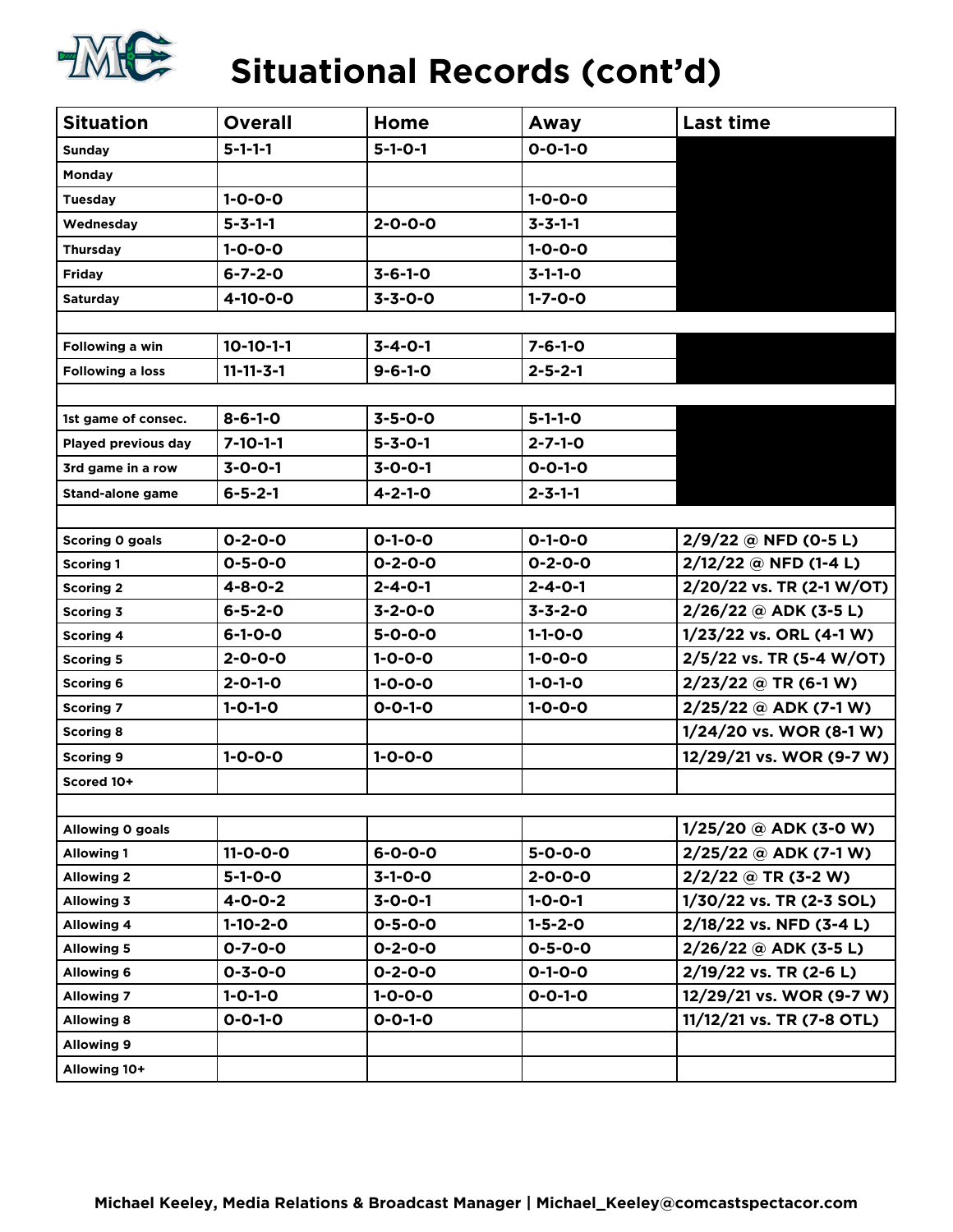# Situational Records (cont'd)

| Situation | Overall | Home | Away | Last time |
|---|---|---|---|---|
| Sunday | 5-1-1-1 | 5-1-0-1 | 0-0-1-0 | |
| Monday | | | | |
| Tuesday | 1-0-0-0 | | 1-0-0-0 | |
| Wednesday | 5-3-1-1 | 2-0-0-0 | 3-3-1-1 | |
| Thursday | 1-0-0-0 | | 1-0-0-0 | |
| Friday | 6-7-2-0 | 3-6-1-0 | 3-1-1-0 | |
| Saturday | 4-10-0-0 | 3-3-0-0 | 1-7-0-0 | |
| | | | | |
| Following a win | 10-10-1-1 | 3-4-0-1 | 7-6-1-0 | |
| Following a loss | 11-11-3-1 | 9-6-1-0 | 2-5-2-1 | |
| | | | | |
| 1st game of consec. | 8-6-1-0 | 3-5-0-0 | 5-1-1-0 | |
| Played previous day | 7-10-1-1 | 5-3-0-1 | 2-7-1-0 | |
| 3rd game in a row | 3-0-0-1 | 3-0-0-1 | 0-0-1-0 | |
| Stand-alone game | 6-5-2-1 | 4-2-1-0 | 2-3-1-1 | |
| | | | | |
| Scoring 0 goals | 0-2-0-0 | 0-1-0-0 | 0-1-0-0 | 2/9/22 @ NFD (0-5 L) |
| Scoring 1 | 0-5-0-0 | 0-2-0-0 | 0-2-0-0 | 2/12/22 @ NFD (1-4 L) |
| Scoring 2 | 4-8-0-2 | 2-4-0-1 | 2-4-0-1 | 2/20/22 vs. TR (2-1 W/OT) |
| Scoring 3 | 6-5-2-0 | 3-2-0-0 | 3-3-2-0 | 2/26/22 @ ADK (3-5 L) |
| Scoring 4 | 6-1-0-0 | 5-0-0-0 | 1-1-0-0 | 1/23/22 vs. ORL (4-1 W) |
| Scoring 5 | 2-0-0-0 | 1-0-0-0 | 1-0-0-0 | 2/5/22 vs. TR (5-4 W/OT) |
| Scoring 6 | 2-0-1-0 | 1-0-0-0 | 1-0-1-0 | 2/23/22 @ TR (6-1 W) |
| Scoring 7 | 1-0-1-0 | 0-0-1-0 | 1-0-0-0 | 2/25/22 @ ADK (7-1 W) |
| Scoring 8 | | | | 1/24/20 vs. WOR (8-1 W) |
| Scoring 9 | 1-0-0-0 | 1-0-0-0 | | 12/29/21 vs. WOR (9-7 W) |
| Scored 10+ | | | | |
| | | | | |
| Allowing 0 goals | | | | 1/25/20 @ ADK (3-0 W) |
| Allowing 1 | 11-0-0-0 | 6-0-0-0 | 5-0-0-0 | 2/25/22 @ ADK (7-1 W) |
| Allowing 2 | 5-1-0-0 | 3-1-0-0 | 2-0-0-0 | 2/2/22 @ TR (3-2 W) |
| Allowing 3 | 4-0-0-2 | 3-0-0-1 | 1-0-0-1 | 1/30/22 vs. TR (2-3 SOL) |
| Allowing 4 | 1-10-2-0 | 0-5-0-0 | 1-5-2-0 | 2/18/22 vs. NFD (3-4 L) |
| Allowing 5 | 0-7-0-0 | 0-2-0-0 | 0-5-0-0 | 2/26/22 @ ADK (3-5 L) |
| Allowing 6 | 0-3-0-0 | 0-2-0-0 | 0-1-0-0 | 2/19/22 vs. TR (2-6 L) |
| Allowing 7 | 1-0-1-0 | 1-0-0-0 | 0-0-1-0 | 12/29/21 vs. WOR (9-7 W) |
| Allowing 8 | 0-0-1-0 | 0-0-1-0 | | 11/12/21 vs. TR (7-8 OTL) |
| Allowing 9 | | | | |
| Allowing 10+ | | | | |

Michael Keeley, Media Relations & Broadcast Manager | Michael_Keeley@comcastspectacor.com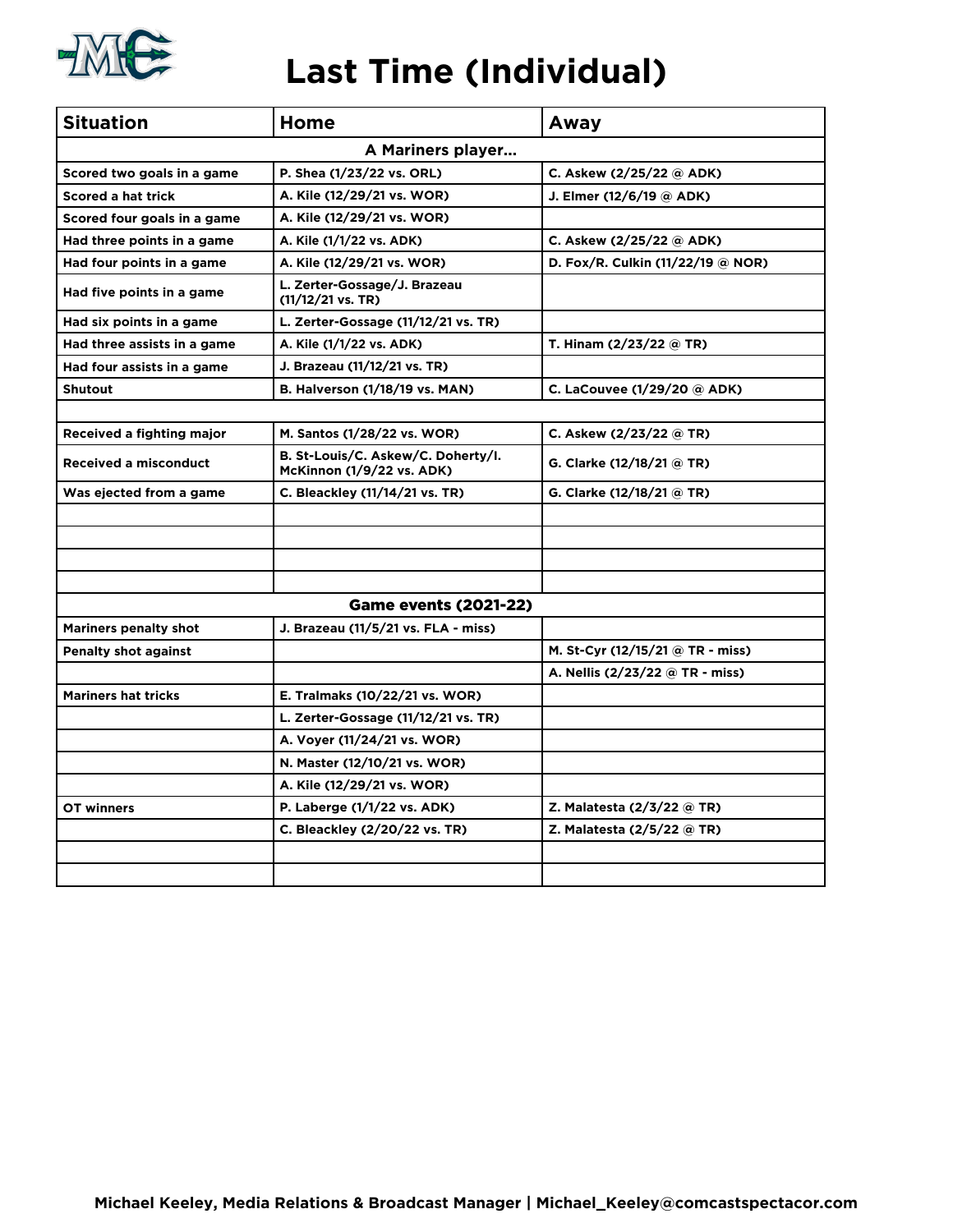# Last Time (Individual)

| Situation | Home | Away |
|---|---|---|
| **A Mariners player…** | | |
| Scored two goals in a game | P. Shea (1/23/22 vs. ORL) | C. Askew (2/25/22 @ ADK) |
| Scored a hat trick | A. Kile (12/29/21 vs. WOR) | J. Elmer (12/6/19 @ ADK) |
| Scored four goals in a game | A. Kile (12/29/21 vs. WOR) | |
| Had three points in a game | A. Kile (1/1/22 vs. ADK) | C. Askew (2/25/22 @ ADK) |
| Had four points in a game | A. Kile (12/29/21 vs. WOR) | D. Fox/R. Culkin (11/22/19 @ NOR) |
| Had five points in a game | L. Zerter-Gossage/J. Brazeau (11/12/21 vs. TR) | |
| Had six points in a game | L. Zerter-Gossage (11/12/21 vs. TR) | |
| Had three assists in a game | A. Kile (1/1/22 vs. ADK) | T. Hinam (2/23/22 @ TR) |
| Had four assists in a game | J. Brazeau (11/12/21 vs. TR) | |
| Shutout | B. Halverson (1/18/19 vs. MAN) | C. LaCouvee (1/29/20 @ ADK) |
| | | |
| Received a fighting major | M. Santos (1/28/22 vs. WOR) | C. Askew (2/23/22 @ TR) |
| Received a misconduct | B. St-Louis/C. Askew/C. Doherty/I. McKinnon (1/9/22 vs. ADK) | G. Clarke (12/18/21 @ TR) |
| Was ejected from a game | C. Bleackley (11/14/21 vs. TR) | G. Clarke (12/18/21 @ TR) |
| | | |
| | | |
| | | |
| | | |
| **Game events (2021-22)** | | |
| Mariners penalty shot | J. Brazeau (11/5/21 vs. FLA - miss) | |
| Penalty shot against | | M. St-Cyr (12/15/21 @ TR - miss) |
| | | A. Nellis (2/23/22 @ TR - miss) |
| Mariners hat tricks | E. Tralmaks (10/22/21 vs. WOR) | |
| | L. Zerter-Gossage (11/12/21 vs. TR) | |
| | A. Voyer (11/24/21 vs. WOR) | |
| | N. Master (12/10/21 vs. WOR) | |
| | A. Kile (12/29/21 vs. WOR) | |
| OT winners | P. Laberge (1/1/22 vs. ADK) | Z. Malatesta (2/3/22 @ TR) |
| | C. Bleackley (2/20/22 vs. TR) | Z. Malatesta (2/5/22 @ TR) |
| | | |
| | | |

Michael Keeley, Media Relations & Broadcast Manager | Michael_Keeley@comcastspectacor.com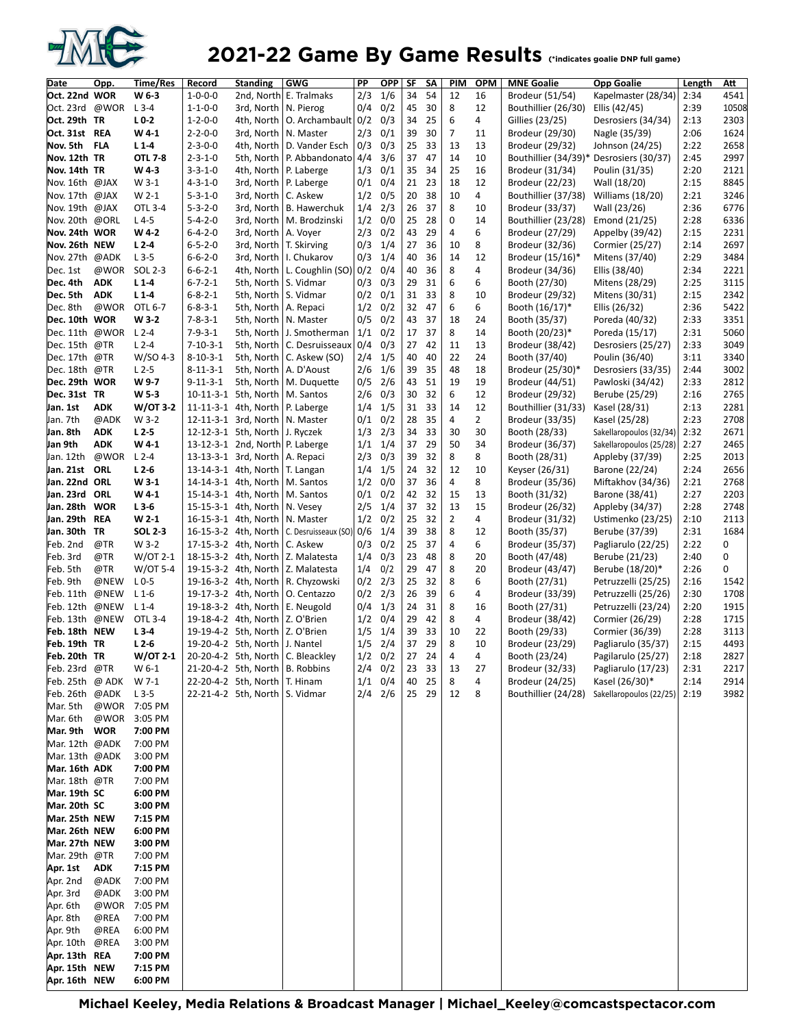# 2021-22 Game By Game Results (*indicates goalie DNP full game)

| Date | Opp. | Time/Res | Record | Standing | GWG | PP | OPP | SF | SA | PIM | OPM | MNE Goalie | Opp Goalie | Length | Att |
|---|---|---|---|---|---|---|---|---|---|---|---|---|---|---|---|
| **Oct. 22nd** | **WOR** | **W 6-3** | 1-0-0-0 | 2nd, North | E. Tralmaks | 2/3 | 1/6 | 34 | 54 | 12 | 16 | Brodeur (51/54) | Kapelmaster (28/34) | 2:34 | 4541 |
| Oct. 23rd | @WOR | L 3-4 | 1-1-0-0 | 3rd, North | N. Pierog | 0/4 | 0/2 | 45 | 30 | 8 | 12 | Bouthillier (26/30) | Ellis (42/45) | 2:39 | 10508 |
| **Oct. 29th** | **TR** | **L 0-2** | 1-2-0-0 | 4th, North | O. Archambault | 0/2 | 0/3 | 34 | 25 | 6 | 4 | Gillies (23/25) | Desrosiers (34/34) | 2:13 | 2303 |
| **Oct. 31st** | **REA** | **W 4-1** | 2-2-0-0 | 3rd, North | N. Master | 2/3 | 0/1 | 39 | 30 | 7 | 11 | Brodeur (29/30) | Nagle (35/39) | 2:06 | 1624 |
| **Nov. 5th** | **FLA** | **L 1-4** | 2-3-0-0 | 4th, North | D. Vander Esch | 0/3 | 0/3 | 25 | 33 | 13 | 13 | Brodeur (29/32) | Johnson (24/25) | 2:22 | 2658 |
| **Nov. 12th** | **TR** | **OTL 7-8** | 2-3-1-0 | 5th, North | P. Abbandonato | 4/4 | 3/6 | 37 | 47 | 14 | 10 | Bouthillier (34/39)* | Desrosiers (30/37) | 2:45 | 2997 |
| **Nov. 14th** | **TR** | **W 4-3** | 3-3-1-0 | 4th, North | P. Laberge | 1/3 | 0/1 | 35 | 34 | 25 | 16 | Brodeur (31/34) | Poulin (31/35) | 2:20 | 2121 |
| Nov. 16th | @JAX | W 3-1 | 4-3-1-0 | 3rd, North | P. Laberge | 0/1 | 0/4 | 21 | 23 | 18 | 12 | Brodeur (22/23) | Wall (18/20) | 2:15 | 8845 |
| Nov. 17th | @JAX | W 2-1 | 5-3-1-0 | 3rd, North | C. Askew | 1/2 | 0/5 | 20 | 38 | 10 | 4 | Bouthillier (37/38) | Williams (18/20) | 2:21 | 3246 |
| Nov. 19th | @JAX | OTL 3-4 | 5-3-2-0 | 3rd, North | B. Hawerchuk | 1/4 | 2/3 | 26 | 37 | 8 | 10 | Brodeur (33/37) | Wall (23/26) | 2:36 | 6776 |
| Nov. 20th | @ORL | L 4-5 | 5-4-2-0 | 3rd, North | M. Brodzinski | 1/2 | 0/0 | 25 | 28 | 0 | 14 | Bouthillier (23/28) | Emond (21/25) | 2:28 | 6336 |
| **Nov. 24th** | **WOR** | **W 4-2** | 6-4-2-0 | 3rd, North | A. Voyer | 2/3 | 0/2 | 43 | 29 | 4 | 6 | Brodeur (27/29) | Appelby (39/42) | 2:15 | 2231 |
| **Nov. 26th** | **NEW** | **L 2-4** | 6-5-2-0 | 3rd, North | T. Skirving | 0/3 | 1/4 | 27 | 36 | 10 | 8 | Brodeur (32/36) | Cormier (25/27) | 2:14 | 2697 |
| Nov. 27th | @ADK | L 3-5 | 6-6-2-0 | 3rd, North | I. Chukarov | 0/3 | 1/4 | 40 | 36 | 14 | 12 | Brodeur (15/16)* | Mitens (37/40) | 2:29 | 3484 |
| Dec. 1st | @WOR | SOL 2-3 | 6-6-2-1 | 4th, North | L. Coughlin (SO) | 0/2 | 0/4 | 40 | 36 | 8 | 4 | Brodeur (34/36) | Ellis (38/40) | 2:34 | 2221 |
| **Dec. 4th** | **ADK** | **L 1-4** | 6-7-2-1 | 5th, North | S. Vidmar | 0/3 | 0/3 | 29 | 31 | 6 | 6 | Booth (27/30) | Mitens (28/29) | 2:25 | 3115 |
| **Dec. 5th** | **ADK** | **L 1-4** | 6-8-2-1 | 5th, North | S. Vidmar | 0/2 | 0/1 | 31 | 33 | 8 | 10 | Brodeur (29/32) | Mitens (30/31) | 2:15 | 2342 |
| Dec. 8th | @WOR | OTL 6-7 | 6-8-3-1 | 5th, North | A. Repaci | 1/2 | 0/2 | 32 | 47 | 6 | 6 | Booth (16/17)* | Ellis (26/32) | 2:36 | 5422 |
| **Dec. 10th** | **WOR** | **W 3-2** | 7-8-3-1 | 5th, North | N. Master | 0/5 | 0/2 | 43 | 37 | 18 | 24 | Booth (35/37) | Poreda (40/32) | 2:33 | 3351 |
| Dec. 11th | @WOR | L 2-4 | 7-9-3-1 | 5th, North | J. Smotherman | 1/1 | 0/2 | 17 | 37 | 8 | 14 | Booth (20/23)* | Poreda (15/17) | 2:31 | 5060 |
| Dec. 15th | @TR | L 2-4 | 7-10-3-1 | 5th, North | C. Desruisseaux | 0/4 | 0/3 | 27 | 42 | 11 | 13 | Brodeur (38/42) | Desrosiers (25/27) | 2:33 | 3049 |
| Dec. 17th | @TR | W/SO 4-3 | 8-10-3-1 | 5th, North | C. Askew (SO) | 2/4 | 1/5 | 40 | 40 | 22 | 24 | Booth (37/40) | Poulin (36/40) | 3:11 | 3340 |
| Dec. 18th | @TR | L 2-5 | 8-11-3-1 | 5th, North | A. D'Aoust | 2/6 | 1/6 | 39 | 35 | 48 | 18 | Brodeur (25/30)* | Desrosiers (33/35) | 2:44 | 3002 |
| **Dec. 29th** | **WOR** | **W 9-7** | 9-11-3-1 | 5th, North | M. Duquette | 0/5 | 2/6 | 43 | 51 | 19 | 19 | Brodeur (44/51) | Pawloski (34/42) | 2:33 | 2812 |
| **Dec. 31st** | **TR** | **W 5-3** | 10-11-3-1 | 5th, North | M. Santos | 2/6 | 0/3 | 30 | 32 | 6 | 12 | Brodeur (29/32) | Berube (25/29) | 2:16 | 2765 |
| **Jan. 1st** | **ADK** | **W/OT 3-2** | 11-11-3-1 | 4th, North | P. Laberge | 1/4 | 1/5 | 31 | 33 | 14 | 12 | Bouthillier (31/33) | Kasel (28/31) | 2:13 | 2281 |
| Jan. 7th | @ADK | W 3-2 | 12-11-3-1 | 3rd, North | N. Master | 0/1 | 0/2 | 28 | 35 | 4 | 2 | Brodeur (33/35) | Kasel (25/28) | 2:23 | 2708 |
| **Jan. 8th** | **ADK** | **L 2-5** | 12-12-3-1 | 5th, North | J. Ryczek | 1/3 | 2/3 | 34 | 33 | 30 | 30 | Booth (28/33) | Sakellaropoulos (32/34) | 2:32 | 2671 |
| **Jan 9th** | **ADK** | **W 4-1** | 13-12-3-1 | 2nd, North | P. Laberge | 1/1 | 1/4 | 37 | 29 | 50 | 34 | Brodeur (36/37) | Sakellaropoulos (25/28) | 2:27 | 2465 |
| Jan. 12th | @WOR | L 2-4 | 13-13-3-1 | 3rd, North | A. Repaci | 2/3 | 0/3 | 39 | 32 | 8 | 8 | Booth (28/31) | Appleby (37/39) | 2:25 | 2013 |
| **Jan. 21st** | **ORL** | **L 2-6** | 13-14-3-1 | 4th, North | T. Langan | 1/4 | 1/5 | 24 | 32 | 12 | 10 | Keyser (26/31) | Barone (22/24) | 2:24 | 2656 |
| **Jan. 22nd** | **ORL** | **W 3-1** | 14-14-3-1 | 4th, North | M. Santos | 1/2 | 0/0 | 37 | 36 | 4 | 8 | Brodeur (35/36) | Miftakhov (34/36) | 2:21 | 2768 |
| **Jan. 23rd** | **ORL** | **W 4-1** | 15-14-3-1 | 4th, North | M. Santos | 0/1 | 0/2 | 42 | 32 | 15 | 13 | Booth (31/32) | Barone (38/41) | 2:27 | 2203 |
| **Jan. 28th** | **WOR** | **L 3-6** | 15-15-3-1 | 4th, North | N. Vesey | 2/5 | 1/4 | 37 | 32 | 13 | 15 | Brodeur (26/32) | Appleby (34/37) | 2:28 | 2748 |
| **Jan. 29th** | **REA** | **W 2-1** | 16-15-3-1 | 4th, North | N. Master | 1/2 | 0/2 | 25 | 32 | 2 | 4 | Brodeur (31/32) | Ustimenko (23/25) | 2:10 | 2113 |
| **Jan. 30th** | **TR** | **SOL 2-3** | 16-15-3-2 | 4th, North | C. Desruisseaux (SO) | 0/6 | 1/4 | 39 | 38 | 8 | 12 | Booth (35/37) | Berube (37/39) | 2:31 | 1684 |
| Feb. 2nd | @TR | W 3-2 | 17-15-3-2 | 4th, North | C. Askew | 0/3 | 0/2 | 25 | 37 | 4 | 6 | Brodeur (35/37) | Pagliarulo (22/25) | 2:22 | 0 |
| Feb. 3rd | @TR | W/OT 2-1 | 18-15-3-2 | 4th, North | Z. Malatesta | 1/4 | 0/3 | 23 | 48 | 8 | 20 | Booth (47/48) | Berube (21/23) | 2:40 | 0 |
| Feb. 5th | @TR | W/OT 5-4 | 19-15-3-2 | 4th, North | Z. Malatesta | 1/4 | 0/2 | 29 | 47 | 8 | 20 | Brodeur (43/47) | Berube (18/20)* | 2:26 | 0 |
| Feb. 9th | @NEW | L 0-5 | 19-16-3-2 | 4th, North | R. Chyzowski | 0/2 | 2/3 | 25 | 32 | 8 | 6 | Booth (27/31) | Petruzzelli (25/25) | 2:16 | 1542 |
| Feb. 11th | @NEW | L 1-6 | 19-17-3-2 | 4th, North | O. Centazzo | 0/2 | 2/3 | 26 | 39 | 6 | 4 | Brodeur (33/39) | Petruzzelli (25/26) | 2:30 | 1708 |
| Feb. 12th | @NEW | L 1-4 | 19-18-3-2 | 4th, North | E. Neugold | 0/4 | 1/3 | 24 | 31 | 8 | 16 | Booth (27/31) | Petruzzelli (23/24) | 2:20 | 1915 |
| Feb. 13th | @NEW | OTL 3-4 | 19-18-4-2 | 4th, North | Z. O'Brien | 1/2 | 0/4 | 29 | 42 | 8 | 4 | Brodeur (38/42) | Cormier (26/29) | 2:28 | 1715 |
| **Feb. 18th** | **NEW** | **L 3-4** | 19-19-4-2 | 5th, North | Z. O'Brien | 1/5 | 1/4 | 39 | 33 | 10 | 22 | Booth (29/33) | Cormier (36/39) | 2:28 | 3113 |
| **Feb. 19th** | **TR** | **L 2-6** | 19-20-4-2 | 5th, North | J. Nantel | 1/5 | 2/4 | 37 | 29 | 8 | 10 | Brodeur (23/29) | Pagliarulo (35/37) | 2:15 | 4493 |
| **Feb. 20th** | **TR** | **W/OT 2-1** | 20-20-4-2 | 5th, North | C. Bleackley | 1/2 | 0/2 | 27 | 24 | 4 | 4 | Booth (23/24) | Pagilarulo (25/27) | 2:18 | 2827 |
| Feb. 23rd | @TR | W 6-1 | 21-20-4-2 | 5th, North | B. Robbins | 2/4 | 0/2 | 23 | 33 | 13 | 27 | Brodeur (32/33) | Pagliarulo (17/23) | 2:31 | 2217 |
| Feb. 25th | @ ADK | W 7-1 | 22-20-4-2 | 5th, North | T. Hinam | 1/1 | 0/4 | 40 | 25 | 8 | 4 | Brodeur (24/25) | Kasel (26/30)* | 2:14 | 2914 |
| Feb. 26th | @ADK | L 3-5 | 22-21-4-2 | 5th, North | S. Vidmar | 2/4 | 2/6 | 25 | 29 | 12 | 8 | Bouthillier (24/28) | Sakellaropoulos (22/25) | 2:19 | 3982 |
| Mar. 5th | @WOR | 7:05 PM | | | | | | | | | | | | | |
| Mar. 6th | @WOR | 3:05 PM | | | | | | | | | | | | | |
| **Mar. 9th** | **WOR** | **7:00 PM** | | | | | | | | | | | | | |
| Mar. 12th | @ADK | 7:00 PM | | | | | | | | | | | | | |
| Mar. 13th | @ADK | 3:00 PM | | | | | | | | | | | | | |
| **Mar. 16th** | **ADK** | **7:00 PM** | | | | | | | | | | | | | |
| Mar. 18th | @TR | 7:00 PM | | | | | | | | | | | | | |
| **Mar. 19th** | **SC** | **6:00 PM** | | | | | | | | | | | | | |
| **Mar. 20th** | **SC** | **3:00 PM** | | | | | | | | | | | | | |
| **Mar. 25th** | **NEW** | **7:15 PM** | | | | | | | | | | | | | |
| **Mar. 26th** | **NEW** | **6:00 PM** | | | | | | | | | | | | | |
| **Mar. 27th** | **NEW** | **3:00 PM** | | | | | | | | | | | | | |
| Mar. 29th | @TR | 7:00 PM | | | | | | | | | | | | | |
| **Apr. 1st** | **ADK** | **7:15 PM** | | | | | | | | | | | | | |
| Apr. 2nd | @ADK | 7:00 PM | | | | | | | | | | | | | |
| Apr. 3rd | @ADK | 3:00 PM | | | | | | | | | | | | | |
| Apr. 6th | @WOR | 7:05 PM | | | | | | | | | | | | | |
| Apr. 8th | @REA | 7:00 PM | | | | | | | | | | | | | |
| Apr. 9th | @REA | 6:00 PM | | | | | | | | | | | | | |
| Apr. 10th | @REA | 3:00 PM | | | | | | | | | | | | | |
| **Apr. 13th** | **REA** | **7:00 PM** | | | | | | | | | | | | | |
| **Apr. 15th** | **NEW** | **7:15 PM** | | | | | | | | | | | | | |
| **Apr. 16th** | **NEW** | **6:00 PM** | | | | | | | | | | | | | |

**Michael Keeley, Media Relations & Broadcast Manager | Michael_Keeley@comcastspectacor.com**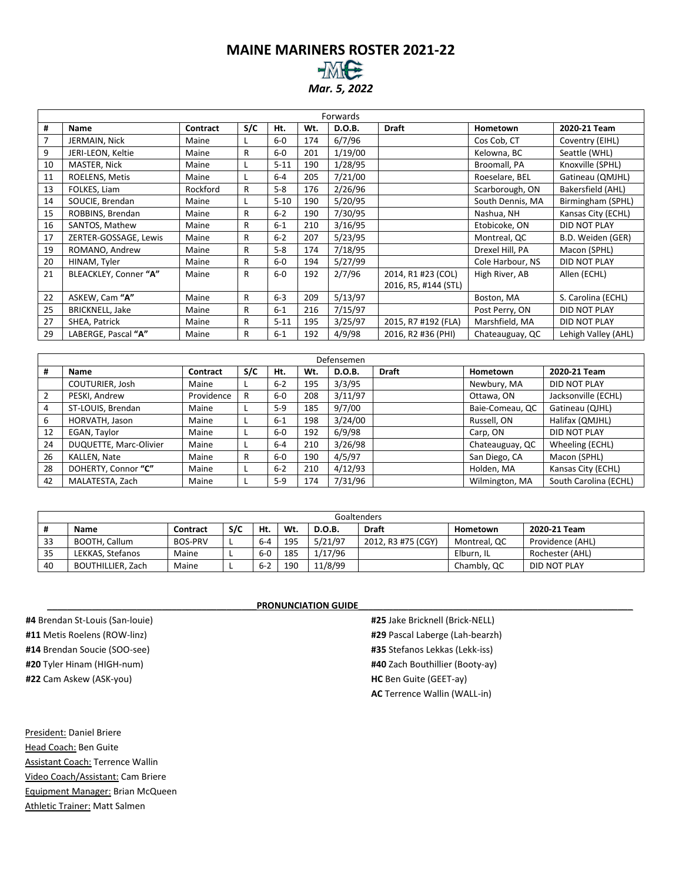# MAINE MARINERS ROSTER 2021-22

*Mar. 5, 2022*

| Forwards | | | | | | | | | |
|---|---|---|---|---|---|---|---|---|---|
| # | Name | Contract | S/C | Ht. | Wt. | D.O.B. | Draft | Hometown | 2020-21 Team |
| 7 | JERMAIN, Nick | Maine | L | 6-0 | 174 | 6/7/96 | | Cos Cob, CT | Coventry (EIHL) |
| 9 | JERI-LEON, Keltie | Maine | R | 6-0 | 201 | 1/19/00 | | Kelowna, BC | Seattle (WHL) |
| 10 | MASTER, Nick | Maine | L | 5-11 | 190 | 1/28/95 | | Broomall, PA | Knoxville (SPHL) |
| 11 | ROELENS, Metis | Maine | L | 6-4 | 205 | 7/21/00 | | Roeselare, BEL | Gatineau (QMJHL) |
| 13 | FOLKES, Liam | Rockford | R | 5-8 | 176 | 2/26/96 | | Scarborough, ON | Bakersfield (AHL) |
| 14 | SOUCIE, Brendan | Maine | L | 5-10 | 190 | 5/20/95 | | South Dennis, MA | Birmingham (SPHL) |
| 15 | ROBBINS, Brendan | Maine | R | 6-2 | 190 | 7/30/95 | | Nashua, NH | Kansas City (ECHL) |
| 16 | SANTOS, Mathew | Maine | R | 6-1 | 210 | 3/16/95 | | Etobicoke, ON | DID NOT PLAY |
| 17 | ZERTER-GOSSAGE, Lewis | Maine | R | 6-2 | 207 | 5/23/95 | | Montreal, QC | B.D. Weiden (GER) |
| 19 | ROMANO, Andrew | Maine | R | 5-8 | 174 | 7/18/95 | | Drexel Hill, PA | Macon (SPHL) |
| 20 | HINAM, Tyler | Maine | R | 6-0 | 194 | 5/27/99 | | Cole Harbour, NS | DID NOT PLAY |
| 21 | BLEACKLEY, Conner **"A"** | Maine | R | 6-0 | 192 | 2/7/96 | 2014, R1 #23 (COL) 2016, R5, #144 (STL) | High River, AB | Allen (ECHL) |
| 22 | ASKEW, Cam **"A"** | Maine | R | 6-3 | 209 | 5/13/97 | | Boston, MA | S. Carolina (ECHL) |
| 25 | BRICKNELL, Jake | Maine | R | 6-1 | 216 | 7/15/97 | | Post Perry, ON | DID NOT PLAY |
| 27 | SHEA, Patrick | Maine | R | 5-11 | 195 | 3/25/97 | 2015, R7 #192 (FLA) | Marshfield, MA | DID NOT PLAY |
| 29 | LABERGE, Pascal **"A"** | Maine | R | 6-1 | 192 | 4/9/98 | 2016, R2 #36 (PHI) | Chateauguay, QC | Lehigh Valley (AHL) |

| Defensemen | | | | | | | | | |
|---|---|---|---|---|---|---|---|---|---|
| # | Name | Contract | S/C | Ht. | Wt. | D.O.B. | Draft | Hometown | 2020-21 Team |
| | COUTURIER, Josh | Maine | L | 6-2 | 195 | 3/3/95 | | Newbury, MA | DID NOT PLAY |
| 2 | PESKI, Andrew | Providence | R | 6-0 | 208 | 3/11/97 | | Ottawa, ON | Jacksonville (ECHL) |
| 4 | ST-LOUIS, Brendan | Maine | L | 5-9 | 185 | 9/7/00 | | Baie-Comeau, QC | Gatineau (QJHL) |
| 6 | HORVATH, Jason | Maine | L | 6-1 | 198 | 3/24/00 | | Russell, ON | Halifax (QMJHL) |
| 12 | EGAN, Taylor | Maine | L | 6-0 | 192 | 6/9/98 | | Carp, ON | DID NOT PLAY |
| 24 | DUQUETTE, Marc-Olivier | Maine | L | 6-4 | 210 | 3/26/98 | | Chateauguay, QC | Wheeling (ECHL) |
| 26 | KALLEN, Nate | Maine | R | 6-0 | 190 | 4/5/97 | | San Diego, CA | Macon (SPHL) |
| 28 | DOHERTY, Connor **"C"** | Maine | L | 6-2 | 210 | 4/12/93 | | Holden, MA | Kansas City (ECHL) |
| 42 | MALATESTA, Zach | Maine | L | 5-9 | 174 | 7/31/96 | | Wilmington, MA | South Carolina (ECHL) |

| Goaltenders | | | | | | | | | |
|---|---|---|---|---|---|---|---|---|---|
| # | Name | Contract | S/C | Ht. | Wt. | D.O.B. | Draft | Hometown | 2020-21 Team |
| 33 | BOOTH, Callum | BOS-PRV | L | 6-4 | 195 | 5/21/97 | 2012, R3 #75 (CGY) | Montreal, QC | Providence (AHL) |
| 35 | LEKKAS, Stefanos | Maine | L | 6-0 | 185 | 1/17/96 | | Elburn, IL | Rochester (AHL) |
| 40 | BOUTHILLIER, Zach | Maine | L | 6-2 | 190 | 11/8/99 | | Chambly, QC | DID NOT PLAY |

## PRONUNCIATION GUIDE

**#4** Brendan St-Louis (San-louie)
**#11** Metis Roelens (ROW-linz)
**#14** Brendan Soucie (SOO-see)
**#20** Tyler Hinam (HIGH-num)
**#22** Cam Askew (ASK-you)
**#25** Jake Bricknell (Brick-NELL)
**#29** Pascal Laberge (Lah-bearzh)
**#35** Stefanos Lekkas (Lekk-iss)
**#40** Zach Bouthillier (Booty-ay)
**HC** Ben Guite (GEET-ay)
**AC** Terrence Wallin (WALL-in)

President: Daniel Briere
Head Coach: Ben Guite
Assistant Coach: Terrence Wallin
Video Coach/Assistant: Cam Briere
Equipment Manager: Brian McQueen
Athletic Trainer: Matt Salmen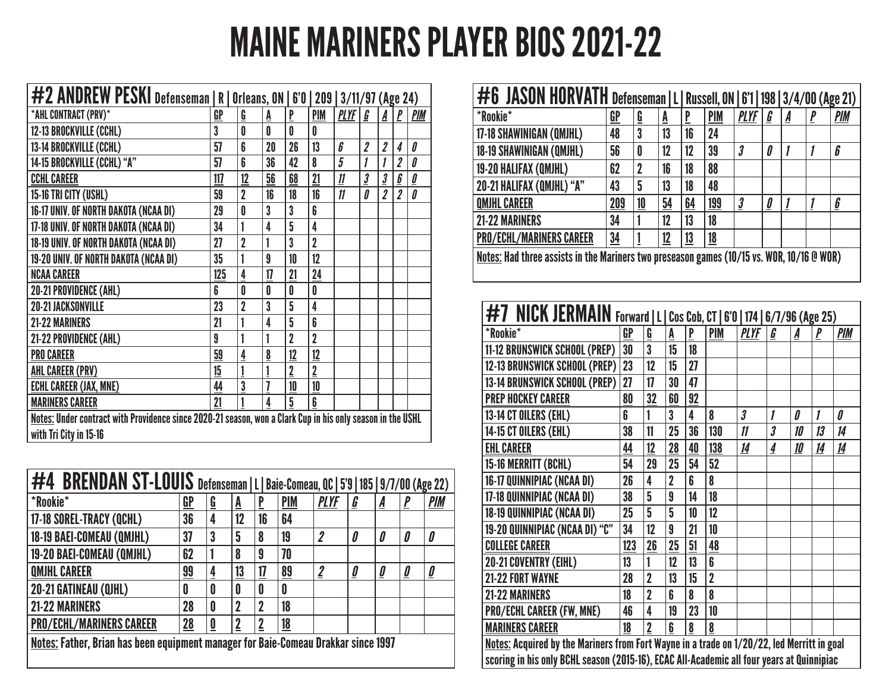# MAINE MARINERS PLAYER BIOS 2021-22

## #2 ANDREW PESKI Defenseman | R | Orleans, ON | 6'0 | 209 | 3/11/97 (Age 24)

| *AHL CONTRACT (PRV)* | GP | G | A | P | PIM | PLYF | G | A | P | PIM |
|---|---|---|---|---|---|---|---|---|---|---|
| 12-13 BROCKVILLE (CCHL) | 3 | 0 | 0 | 0 | 0 | | | | | |
| 13-14 BROCKVILLE (CCHL) | 57 | 6 | 20 | 26 | 13 | 6 | 2 | 2 | 4 | 0 |
| 14-15 BROCKVILLE (CCHL) "A" | 57 | 6 | 36 | 42 | 8 | 5 | 1 | 1 | 2 | 0 |
| CCHL CAREER | 117 | 12 | 56 | 68 | 21 | 11 | 3 | 3 | 6 | 0 |
| 15-16 TRI CITY (USHL) | 59 | 2 | 16 | 18 | 16 | 11 | 0 | 2 | 2 | 0 |
| 16-17 UNIV. OF NORTH DAKOTA (NCAA DI) | 29 | 0 | 3 | 3 | 6 | | | | | |
| 17-18 UNIV. OF NORTH DAKOTA (NCAA DI) | 34 | 1 | 4 | 5 | 4 | | | | | |
| 18-19 UNIV. OF NORTH DAKOTA (NCAA DI) | 27 | 2 | 1 | 3 | 2 | | | | | |
| 19-20 UNIV. OF NORTH DAKOTA (NCAA DI) | 35 | 1 | 9 | 10 | 12 | | | | | |
| NCAA CAREER | 125 | 4 | 17 | 21 | 24 | | | | | |
| 20-21 PROVIDENCE (AHL) | 6 | 0 | 0 | 0 | 0 | | | | | |
| 20-21 JACKSONVILLE | 23 | 2 | 3 | 5 | 4 | | | | | |
| 21-22 MARINERS | 21 | 1 | 4 | 5 | 6 | | | | | |
| 21-22 PROVIDENCE (AHL) | 9 | 1 | 1 | 2 | 2 | | | | | |
| PRO CAREER | 59 | 4 | 8 | 12 | 12 | | | | | |
| AHL CAREER (PRV) | 15 | 1 | 1 | 2 | 2 | | | | | |
| ECHL CAREER (JAX, MNE) | 44 | 3 | 7 | 10 | 10 | | | | | |
| MARINERS CAREER | 21 | 1 | 4 | 5 | 6 | | | | | |

Notes: Under contract with Providence since 2020-21 season, won a Clark Cup in his only season in the USHL with Tri City in 15-16

## #4 BRENDAN ST-LOUIS Defenseman | L | Baie-Comeau, QC | 5'9 | 185 | 9/7/00 (Age 22)

| *Rookie* | GP | G | A | P | PIM | PLYF | G | A | P | PIM |
|---|---|---|---|---|---|---|---|---|---|---|
| 17-18 SOREL-TRACY (QCHL) | 36 | 4 | 12 | 16 | 64 | | | | | |
| 18-19 BAEI-COMEAU (QMJHL) | 37 | 3 | 5 | 8 | 19 | 2 | 0 | 0 | 0 | 0 |
| 19-20 BAEI-COMEAU (QMJHL) | 62 | 1 | 8 | 9 | 70 | | | | | |
| QMJHL CAREER | 99 | 4 | 13 | 17 | 89 | 2 | 0 | 0 | 0 | 0 |
| 20-21 GATINEAU (QJHL) | 0 | 0 | 0 | 0 | 0 | | | | | |
| 21-22 MARINERS | 28 | 0 | 2 | 2 | 18 | | | | | |
| PRO/ECHL/MARINERS CAREER | 28 | 0 | 2 | 2 | 18 | | | | | |

Notes: Father, Brian has been equipment manager for Baie-Comeau Drakkar since 1997

## #6 JASON HORVATH Defenseman | L | Russell, ON | 6'1 | 198 | 3/4/00 (Age 21)

| *Rookie* | GP | G | A | P | PIM | PLYF | G | A | P | PIM |
|---|---|---|---|---|---|---|---|---|---|---|
| 17-18 SHAWINIGAN (QMJHL) | 48 | 3 | 13 | 16 | 24 | | | | | |
| 18-19 SHAWINIGAN (QMJHL) | 56 | 0 | 12 | 12 | 39 | 3 | 0 | 1 | 1 | 6 |
| 19-20 HALIFAX (QMJHL) | 62 | 2 | 16 | 18 | 88 | | | | | |
| 20-21 HALIFAX (QMJHL) "A" | 43 | 5 | 13 | 18 | 48 | | | | | |
| QMJHL CAREER | 209 | 10 | 54 | 64 | 199 | 3 | 0 | 1 | 1 | 6 |
| 21-22 MARINERS | 34 | 1 | 12 | 13 | 18 | | | | | |
| PRO/ECHL/MARINERS CAREER | 34 | 1 | 12 | 13 | 18 | | | | | |

Notes: Had three assists in the Mariners two preseason games (10/15 vs. WOR, 10/16 @ WOR)

## #7 NICK JERMAIN Forward | L | Cos Cob, CT | 6'0 | 174 | 6/7/96 (Age 25)

| *Rookie* | GP | G | A | P | PIM | PLYF | G | A | P | PIM |
|---|---|---|---|---|---|---|---|---|---|---|
| 11-12 BRUNSWICK SCHOOL (PREP) | 30 | 3 | 15 | 18 | | | | | | |
| 12-13 BRUNSWICK SCHOOL (PREP) | 23 | 12 | 15 | 27 | | | | | | |
| 13-14 BRUNSWICK SCHOOL (PREP) | 27 | 17 | 30 | 47 | | | | | | |
| PREP HOCKEY CAREER | 80 | 32 | 60 | 92 | | | | | | |
| 13-14 CT OILERS (EHL) | 6 | 1 | 3 | 4 | 8 | 3 | 1 | 0 | 1 | 0 |
| 14-15 CT OILERS (EHL) | 38 | 11 | 25 | 36 | 130 | 11 | 3 | 10 | 13 | 14 |
| EHL CAREER | 44 | 12 | 28 | 40 | 138 | 14 | 4 | 10 | 14 | 14 |
| 15-16 MERRITT (BCHL) | 54 | 29 | 25 | 54 | 52 | | | | | |
| 16-17 QUINNIPIAC (NCAA DI) | 26 | 4 | 2 | 6 | 8 | | | | | |
| 17-18 QUINNIPIAC (NCAA DI) | 38 | 5 | 9 | 14 | 18 | | | | | |
| 18-19 QUINNIPIAC (NCAA DI) | 25 | 5 | 5 | 10 | 12 | | | | | |
| 19-20 QUINNIPIAC (NCAA DI) "C" | 34 | 12 | 9 | 21 | 10 | | | | | |
| COLLEGE CAREER | 123 | 26 | 25 | 51 | 48 | | | | | |
| 20-21 COVENTRY (EIHL) | 13 | 1 | 12 | 13 | 6 | | | | | |
| 21-22 FORT WAYNE | 28 | 2 | 13 | 15 | 2 | | | | | |
| 21-22 MARINERS | 18 | 2 | 6 | 8 | 8 | | | | | |
| PRO/ECHL CAREER (FW, MNE) | 46 | 4 | 19 | 23 | 10 | | | | | |
| MARINERS CAREER | 18 | 2 | 6 | 8 | 8 | | | | | |

Notes: Acquired by the Mariners from Fort Wayne in a trade on 1/20/22, led Merritt in goal scoring in his only BCHL season (2015-16), ECAC All-Academic all four years at Quinnipiac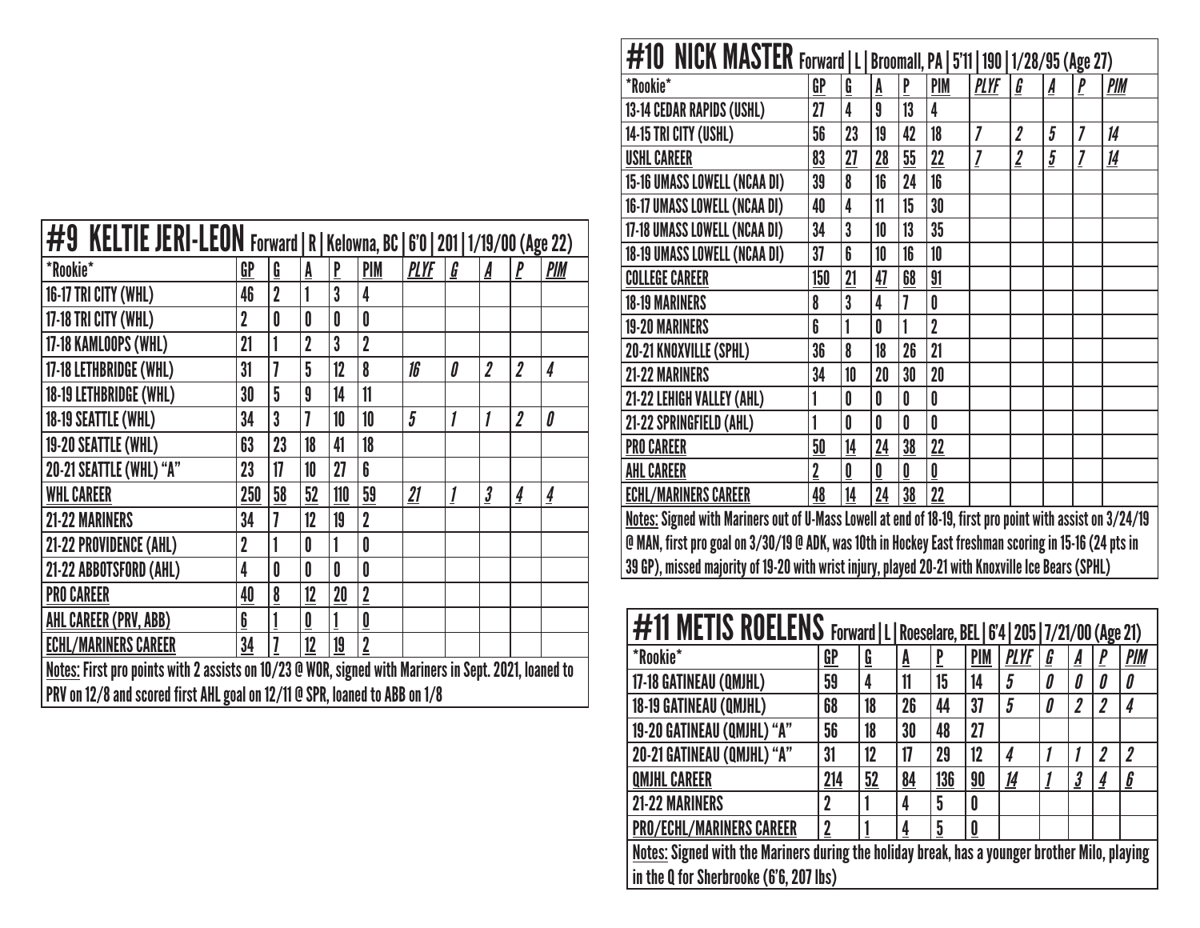## #9 KELTIE JERI-LEON Forward | R | Kelowna, BC | 6'0 | 201 | 1/19/00 (Age 22)

| *Rookie* | GP | G | A | P | PIM | PLYF | G | A | P | PIM |
|---|---|---|---|---|---|---|---|---|---|---|
| 16-17 TRI CITY (WHL) | 46 | 2 | 1 | 3 | 4 | | | | | |
| 17-18 TRI CITY (WHL) | 2 | 0 | 0 | 0 | 0 | | | | | |
| 17-18 KAMLOOPS (WHL) | 21 | 1 | 2 | 3 | 2 | | | | | |
| 17-18 LETHBRIDGE (WHL) | 31 | 7 | 5 | 12 | 8 | 16 | 0 | 2 | 2 | 4 |
| 18-19 LETHBRIDGE (WHL) | 30 | 5 | 9 | 14 | 11 | | | | | |
| 18-19 SEATTLE (WHL) | 34 | 3 | 7 | 10 | 10 | 5 | 1 | 1 | 2 | 0 |
| 19-20 SEATTLE (WHL) | 63 | 23 | 18 | 41 | 18 | | | | | |
| 20-21 SEATTLE (WHL) "A" | 23 | 17 | 10 | 27 | 6 | | | | | |
| WHL CAREER | 250 | 58 | 52 | 110 | 59 | 21 | 1 | 3 | 4 | 4 |
| 21-22 MARINERS | 34 | 7 | 12 | 19 | 2 | | | | | |
| 21-22 PROVIDENCE (AHL) | 2 | 1 | 0 | 1 | 0 | | | | | |
| 21-22 ABBOTSFORD (AHL) | 4 | 0 | 0 | 0 | 0 | | | | | |
| PRO CAREER | 40 | 8 | 12 | 20 | 2 | | | | | |
| AHL CAREER (PRV, ABB) | 6 | 1 | 0 | 1 | 0 | | | | | |
| ECHL/MARINERS CAREER | 34 | 7 | 12 | 19 | 2 | | | | | |

Notes: First pro points with 2 assists on 10/23 @ WOR, signed with Mariners in Sept. 2021, loaned to PRV on 12/8 and scored first AHL goal on 12/11 @ SPR, loaned to ABB on 1/8

## #10 NICK MASTER Forward | L | Broomall, PA | 5'11 | 190 | 1/28/95 (Age 27)

| *Rookie* | GP | G | A | P | PIM | PLYF | G | A | P | PIM |
|---|---|---|---|---|---|---|---|---|---|---|
| 13-14 CEDAR RAPIDS (USHL) | 27 | 4 | 9 | 13 | 4 | | | | | |
| 14-15 TRI CITY (USHL) | 56 | 23 | 19 | 42 | 18 | 7 | 2 | 5 | 7 | 14 |
| USHL CAREER | 83 | 27 | 28 | 55 | 22 | 7 | 2 | 5 | 7 | 14 |
| 15-16 UMASS LOWELL (NCAA DI) | 39 | 8 | 16 | 24 | 16 | | | | | |
| 16-17 UMASS LOWELL (NCAA DI) | 40 | 4 | 11 | 15 | 30 | | | | | |
| 17-18 UMASS LOWELL (NCAA DI) | 34 | 3 | 10 | 13 | 35 | | | | | |
| 18-19 UMASS LOWELL (NCAA DI) | 37 | 6 | 10 | 16 | 10 | | | | | |
| COLLEGE CAREER | 150 | 21 | 47 | 68 | 91 | | | | | |
| 18-19 MARINERS | 8 | 3 | 4 | 7 | 0 | | | | | |
| 19-20 MARINERS | 6 | 1 | 0 | 1 | 2 | | | | | |
| 20-21 KNOXVILLE (SPHL) | 36 | 8 | 18 | 26 | 21 | | | | | |
| 21-22 MARINERS | 34 | 10 | 20 | 30 | 20 | | | | | |
| 21-22 LEHIGH VALLEY (AHL) | 1 | 0 | 0 | 0 | 0 | | | | | |
| 21-22 SPRINGFIELD (AHL) | 1 | 0 | 0 | 0 | 0 | | | | | |
| PRO CAREER | 50 | 14 | 24 | 38 | 22 | | | | | |
| AHL CAREER | 2 | 0 | 0 | 0 | 0 | | | | | |
| ECHL/MARINERS CAREER | 48 | 14 | 24 | 38 | 22 | | | | | |

Notes: Signed with Mariners out of U-Mass Lowell at end of 18-19, first pro point with assist on 3/24/19 @ MAN, first pro goal on 3/30/19 @ ADK, was 10th in Hockey East freshman scoring in 15-16 (24 pts in 39 GP), missed majority of 19-20 with wrist injury, played 20-21 with Knoxville Ice Bears (SPHL)

## #11 METIS ROELENS Forward | L | Roeselare, BEL | 6'4 | 205 | 7/21/00 (Age 21)

| *Rookie* | GP | G | A | P | PIM | PLYF | G | A | P | PIM |
|---|---|---|---|---|---|---|---|---|---|---|
| 17-18 GATINEAU (QMJHL) | 59 | 4 | 11 | 15 | 14 | 5 | 0 | 0 | 0 | 0 |
| 18-19 GATINEAU (QMJHL) | 68 | 18 | 26 | 44 | 37 | 5 | 0 | 2 | 2 | 4 |
| 19-20 GATINEAU (QMJHL) "A" | 56 | 18 | 30 | 48 | 27 | | | | | |
| 20-21 GATINEAU (QMJHL) "A" | 31 | 12 | 17 | 29 | 12 | 4 | 1 | 1 | 2 | 2 |
| QMJHL CAREER | 214 | 52 | 84 | 136 | 90 | 14 | 1 | 3 | 4 | 6 |
| 21-22 MARINERS | 2 | 1 | 4 | 5 | 0 | | | | | |
| PRO/ECHL/MARINERS CAREER | 2 | 1 | 4 | 5 | 0 | | | | | |

Notes: Signed with the Mariners during the holiday break, has a younger brother Milo, playing in the Q for Sherbrooke (6'6, 207 lbs)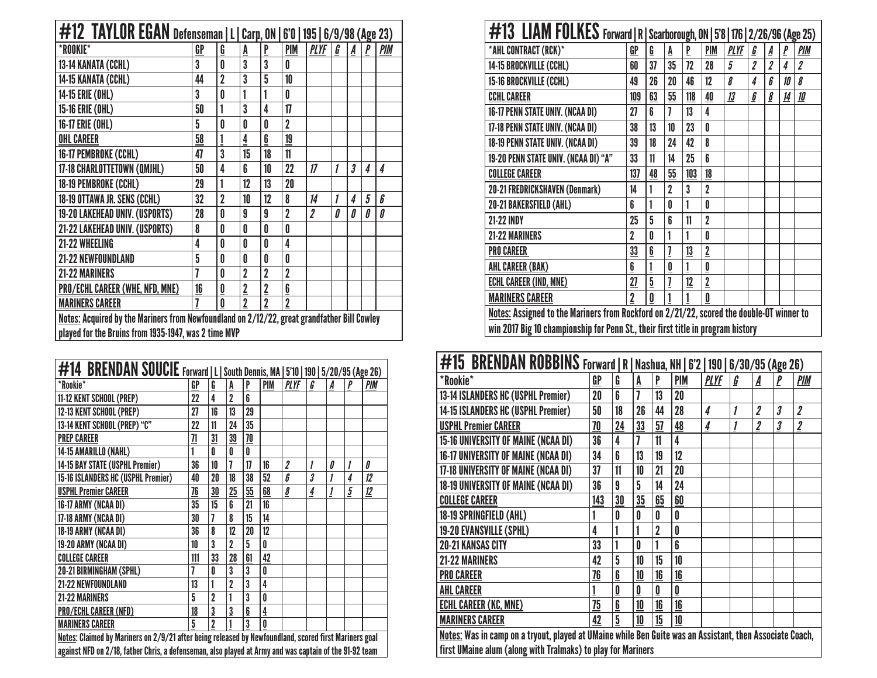## #12 TAYLOR EGAN Defenseman | L | Carp, ON | 6'0 | 195 | 6/9/98 (Age 23)

| *ROOKIE* | GP | G | A | P | PIM | PLYF | G | A | P | PIM |
|---|---|---|---|---|---|---|---|---|---|---|
| 13-14 KANATA (CCHL) | 3 | 0 | 3 | 3 | 0 | | | | | |
| 14-15 KANATA (CCHL) | 44 | 2 | 3 | 5 | 10 | | | | | |
| 14-15 ERIE (OHL) | 3 | 0 | 1 | 1 | 0 | | | | | |
| 15-16 ERIE (OHL) | 50 | 1 | 3 | 4 | 17 | | | | | |
| 16-17 ERIE (OHL) | 5 | 0 | 0 | 0 | 2 | | | | | |
| OHL CAREER | 58 | 1 | 4 | 6 | 19 | | | | | |
| 16-17 PEMBROKE (CCHL) | 47 | 3 | 15 | 18 | 11 | | | | | |
| 17-18 CHARLOTTETOWN (QMJHL) | 50 | 4 | 6 | 10 | 22 | 17 | 1 | 3 | 4 | 4 |
| 18-19 PEMBROKE (CCHL) | 29 | 1 | 12 | 13 | 20 | | | | | |
| 18-19 OTTAWA JR. SENS (CCHL) | 32 | 2 | 10 | 12 | 8 | 14 | 1 | 4 | 5 | 6 |
| 19-20 LAKEHEAD UNIV. (USPORTS) | 28 | 0 | 9 | 9 | 2 | 2 | 0 | 0 | 0 | 0 |
| 21-22 LAKEHEAD UNIV. (USPORTS) | 8 | 0 | 0 | 0 | 0 | | | | | |
| 21-22 WHEELING | 4 | 0 | 0 | 0 | 4 | | | | | |
| 21-22 NEWFOUNDLAND | 5 | 0 | 0 | 0 | 0 | | | | | |
| 21-22 MARINERS | 7 | 0 | 2 | 2 | 2 | | | | | |
| PRO/ECHL CAREER (WHE, NFD, MNE) | 16 | 0 | 2 | 2 | 6 | | | | | |
| MARINERS CAREER | 7 | 0 | 2 | 2 | 2 | | | | | |

Notes: Acquired by the Mariners from Newfoundland on 2/12/22, great grandfather Bill Cowley played for the Bruins from 1935-1947, was 2 time MVP

## #13 LIAM FOLKES Forward | R | Scarborough, ON | 5'8 | 176 | 2/26/96 (Age 25)

| *AHL CONTRACT (RCK)* | GP | G | A | P | PIM | PLYF | G | A | P | PIM |
|---|---|---|---|---|---|---|---|---|---|---|
| 14-15 BROCKVILLE (CCHL) | 60 | 37 | 35 | 72 | 28 | 5 | 2 | 2 | 4 | 2 |
| 15-16 BROCKVILLE (CCHL) | 49 | 26 | 20 | 46 | 12 | 8 | 4 | 6 | 10 | 8 |
| CCHL CAREER | 109 | 63 | 55 | 118 | 40 | 13 | 6 | 8 | 14 | 10 |
| 16-17 PENN STATE UNIV. (NCAA DI) | 27 | 6 | 7 | 13 | 4 | | | | | |
| 17-18 PENN STATE UNIV. (NCAA DI) | 38 | 13 | 10 | 23 | 0 | | | | | |
| 18-19 PENN STATE UNIV. (NCAA DI) | 39 | 18 | 24 | 42 | 8 | | | | | |
| 19-20 PENN STATE UNIV. (NCAA DI) "A" | 33 | 11 | 14 | 25 | 6 | | | | | |
| COLLEGE CAREER | 137 | 48 | 55 | 103 | 18 | | | | | |
| 20-21 FREDRICKSHAVEN (Denmark) | 14 | 1 | 2 | 3 | 2 | | | | | |
| 20-21 BAKERSFIELD (AHL) | 6 | 1 | 0 | 1 | 0 | | | | | |
| 21-22 INDY | 25 | 5 | 6 | 11 | 2 | | | | | |
| 21-22 MARINERS | 2 | 0 | 1 | 1 | 0 | | | | | |
| PRO CAREER | 33 | 6 | 7 | 13 | 2 | | | | | |
| AHL CAREER (BAK) | 6 | 1 | 0 | 1 | 0 | | | | | |
| ECHL CAREER (IND, MNE) | 27 | 5 | 7 | 12 | 2 | | | | | |
| MARINERS CAREER | 2 | 0 | 1 | 1 | 0 | | | | | |

Notes: Assigned to the Mariners from Rockford on 2/21/22, scored the double-OT winner to win 2017 Big 10 championship for Penn St., their first title in program history

## #14 BRENDAN SOUCIE Forward | L | South Dennis, MA | 5'10 | 190 | 5/20/95 (Age 26)

| *Rookie* | GP | G | A | P | PIM | PLYF | G | A | P | PIM |
|---|---|---|---|---|---|---|---|---|---|---|
| 11-12 KENT SCHOOL (PREP) | 22 | 4 | 2 | 6 | | | | | | |
| 12-13 KENT SCHOOL (PREP) | 27 | 16 | 13 | 29 | | | | | | |
| 13-14 KENT SCHOOL (PREP) "C" | 22 | 11 | 24 | 35 | | | | | | |
| PREP CAREER | 71 | 31 | 39 | 70 | | | | | | |
| 14-15 AMARILLO (NAHL) | 1 | 0 | 0 | 0 | | | | | | |
| 14-15 BAY STATE (USPHL Premier) | 36 | 10 | 7 | 17 | 16 | 2 | 1 | 0 | 1 | 0 |
| 15-16 ISLANDERS HC (USPHL Premier) | 40 | 20 | 18 | 38 | 52 | 6 | 3 | 1 | 4 | 12 |
| USPHL Premier CAREER | 76 | 30 | 25 | 55 | 68 | 8 | 4 | 1 | 5 | 12 |
| 16-17 ARMY (NCAA DI) | 35 | 15 | 6 | 21 | 16 | | | | | |
| 17-18 ARMY (NCAA DI) | 30 | 7 | 8 | 15 | 14 | | | | | |
| 18-19 ARMY (NCAA DI) | 36 | 8 | 12 | 20 | 12 | | | | | |
| 19-20 ARMY (NCAA DI) | 10 | 3 | 2 | 5 | 0 | | | | | |
| COLLEGE CAREER | 111 | 33 | 28 | 61 | 42 | | | | | |
| 20-21 BIRMINGHAM (SPHL) | 7 | 0 | 3 | 3 | 0 | | | | | |
| 21-22 NEWFOUNDLAND | 13 | 1 | 2 | 3 | 4 | | | | | |
| 21-22 MARINERS | 5 | 2 | 1 | 3 | 0 | | | | | |
| PRO/ECHL CAREER (NFD) | 18 | 3 | 3 | 6 | 4 | | | | | |
| MARINERS CAREER | 5 | 2 | 1 | 3 | 0 | | | | | |

Notes: Claimed by Mariners on 2/9/21 after being released by Newfoundland, scored first Mariners goal against NFD on 2/18, father Chris, a defenseman, also played at Army and was captain of the 91-92 team

## #15 BRENDAN ROBBINS Forward | R | Nashua, NH | 6'2 | 190 | 6/30/95 (Age 26)

| *Rookie* | GP | G | A | P | PIM | PLYF | G | A | P | PIM |
|---|---|---|---|---|---|---|---|---|---|---|
| 13-14 ISLANDERS HC (USPHL Premier) | 20 | 6 | 7 | 13 | 20 | | | | | |
| 14-15 ISLANDERS HC (USPHL Premier) | 50 | 18 | 26 | 44 | 28 | 4 | 1 | 2 | 3 | 2 |
| USPHL Premier CAREER | 70 | 24 | 33 | 57 | 48 | 4 | 1 | 2 | 3 | 2 |
| 15-16 UNIVERSITY OF MAINE (NCAA DI) | 36 | 4 | 7 | 11 | 4 | | | | | |
| 16-17 UNIVERSITY OF MAINE (NCAA DI) | 34 | 6 | 13 | 19 | 12 | | | | | |
| 17-18 UNIVERSITY OF MAINE (NCAA DI) | 37 | 11 | 10 | 21 | 20 | | | | | |
| 18-19 UNIVERSITY OF MAINE (NCAA DI) | 36 | 9 | 5 | 14 | 24 | | | | | |
| COLLEGE CAREER | 143 | 30 | 35 | 65 | 60 | | | | | |
| 18-19 SPRINGFIELD (AHL) | 1 | 0 | 0 | 0 | 0 | | | | | |
| 19-20 EVANSVILLE (SPHL) | 4 | 1 | 1 | 2 | 0 | | | | | |
| 20-21 KANSAS CITY | 33 | 1 | 0 | 1 | 6 | | | | | |
| 21-22 MARINERS | 42 | 5 | 10 | 15 | 10 | | | | | |
| PRO CAREER | 76 | 6 | 10 | 16 | 16 | | | | | |
| AHL CAREER | 1 | 0 | 0 | 0 | 0 | | | | | |
| ECHL CAREER (KC, MNE) | 75 | 6 | 10 | 16 | 16 | | | | | |
| MARINERS CAREER | 42 | 5 | 10 | 15 | 10 | | | | | |

Notes: Was in camp on a tryout, played at UMaine while Ben Guite was an Assistant, then Associate Coach, first UMaine alum (along with Tralmaks) to play for Mariners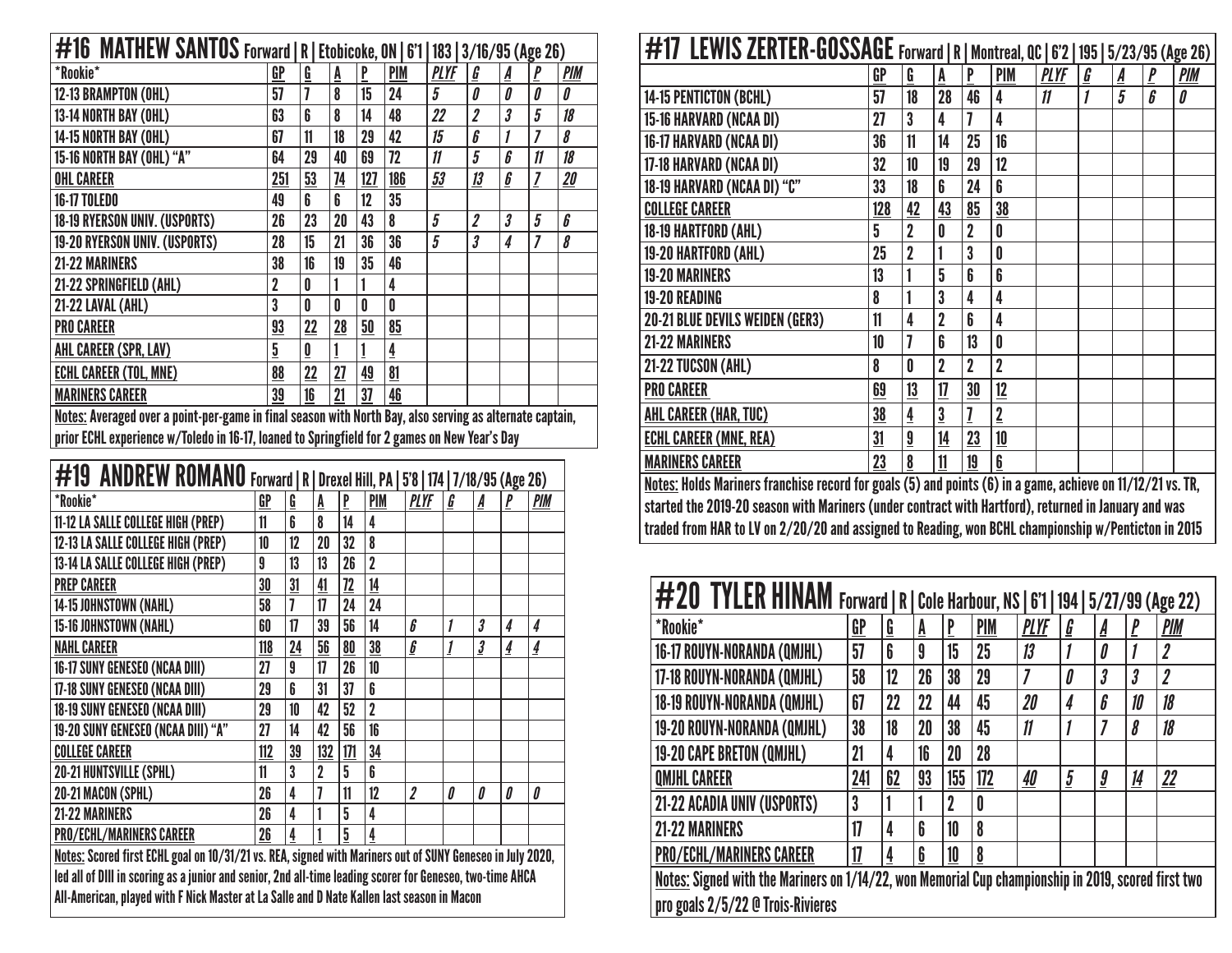## #16 MATHEW SANTOS Forward | R | Etobicoke, ON | 6'1 | 183 | 3/16/95 (Age 26)

| \*Rookie\* | GP | G | A | P | PIM | PLYF | G | A | P | PIM |
|---|---|---|---|---|---|---|---|---|---|---|
| 12-13 BRAMPTON (OHL) | 57 | 7 | 8 | 15 | 24 | 5 | 0 | 0 | 0 | 0 |
| 13-14 NORTH BAY (OHL) | 63 | 6 | 8 | 14 | 48 | 22 | 2 | 3 | 5 | 18 |
| 14-15 NORTH BAY (OHL) | 67 | 11 | 18 | 29 | 42 | 15 | 6 | 1 | 7 | 8 |
| 15-16 NORTH BAY (OHL) "A" | 64 | 29 | 40 | 69 | 72 | 11 | 5 | 6 | 11 | 18 |
| OHL CAREER | 251 | 53 | 74 | 127 | 186 | 53 | 13 | 6 | 7 | 20 |
| 16-17 TOLEDO | 49 | 6 | 6 | 12 | 35 | | | | | |
| 18-19 RYERSON UNIV. (USPORTS) | 26 | 23 | 20 | 43 | 8 | 5 | 2 | 3 | 5 | 6 |
| 19-20 RYERSON UNIV. (USPORTS) | 28 | 15 | 21 | 36 | 36 | 5 | 3 | 4 | 7 | 8 |
| 21-22 MARINERS | 38 | 16 | 19 | 35 | 46 | | | | | |
| 21-22 SPRINGFIELD (AHL) | 2 | 0 | 1 | 1 | 4 | | | | | |
| 21-22 LAVAL (AHL) | 3 | 0 | 0 | 0 | 0 | | | | | |
| PRO CAREER | 93 | 22 | 28 | 50 | 85 | | | | | |
| AHL CAREER (SPR, LAV) | 5 | 0 | 1 | 1 | 4 | | | | | |
| ECHL CAREER (TOL, MNE) | 88 | 22 | 27 | 49 | 81 | | | | | |
| MARINERS CAREER | 39 | 16 | 21 | 37 | 46 | | | | | |

Notes: Averaged over a point-per-game in final season with North Bay, also serving as alternate captain, prior ECHL experience w/Toledo in 16-17, loaned to Springfield for 2 games on New Year's Day

## #19 ANDREW ROMANO Forward | R | Drexel Hill, PA | 5'8 | 174 | 7/18/95 (Age 26)

| \*Rookie\* | GP | G | A | P | PIM | PLYF | G | A | P | PIM |
|---|---|---|---|---|---|---|---|---|---|---|
| 11-12 LA SALLE COLLEGE HIGH (PREP) | 11 | 6 | 8 | 14 | 4 | | | | | |
| 12-13 LA SALLE COLLEGE HIGH (PREP) | 10 | 12 | 20 | 32 | 8 | | | | | |
| 13-14 LA SALLE COLLEGE HIGH (PREP) | 9 | 13 | 13 | 26 | 2 | | | | | |
| PREP CAREER | 30 | 31 | 41 | 72 | 14 | | | | | |
| 14-15 JOHNSTOWN (NAHL) | 58 | 7 | 17 | 24 | 24 | | | | | |
| 15-16 JOHNSTOWN (NAHL) | 60 | 17 | 39 | 56 | 14 | 6 | 1 | 3 | 4 | 4 |
| NAHL CAREER | 118 | 24 | 56 | 80 | 38 | 6 | 1 | 3 | 4 | 4 |
| 16-17 SUNY GENESEO (NCAA DIII) | 27 | 9 | 17 | 26 | 10 | | | | | |
| 17-18 SUNY GENESEO (NCAA DIII) | 29 | 6 | 31 | 37 | 6 | | | | | |
| 18-19 SUNY GENESEO (NCAA DIII) | 29 | 10 | 42 | 52 | 2 | | | | | |
| 19-20 SUNY GENESEO (NCAA DIII) "A" | 27 | 14 | 42 | 56 | 16 | | | | | |
| COLLEGE CAREER | 112 | 39 | 132 | 171 | 34 | | | | | |
| 20-21 HUNTSVILLE (SPHL) | 11 | 3 | 2 | 5 | 6 | | | | | |
| 20-21 MACON (SPHL) | 26 | 4 | 7 | 11 | 12 | 2 | 0 | 0 | 0 | 0 |
| 21-22 MARINERS | 26 | 4 | 1 | 5 | 4 | | | | | |
| PRO/ECHL/MARINERS CAREER | 26 | 4 | 1 | 5 | 4 | | | | | |

Notes: Scored first ECHL goal on 10/31/21 vs. REA, signed with Mariners out of SUNY Geneseo in July 2020, led all of DIII in scoring as a junior and senior, 2nd all-time leading scorer for Geneseo, two-time AHCA All-American, played with F Nick Master at La Salle and D Nate Kallen last season in Macon

## #17 LEWIS ZERTER-GOSSAGE Forward | R | Montreal, QC | 6'2 | 195 | 5/23/95 (Age 26)

| | GP | G | A | P | PIM | PLYF | G | A | P | PIM |
|---|---|---|---|---|---|---|---|---|---|---|
| 14-15 PENTICTON (BCHL) | 57 | 18 | 28 | 46 | 4 | 11 | 1 | 5 | 6 | 0 |
| 15-16 HARVARD (NCAA DI) | 27 | 3 | 4 | 7 | 4 | | | | | |
| 16-17 HARVARD (NCAA DI) | 36 | 11 | 14 | 25 | 16 | | | | | |
| 17-18 HARVARD (NCAA DI) | 32 | 10 | 19 | 29 | 12 | | | | | |
| 18-19 HARVARD (NCAA DI) "C" | 33 | 18 | 6 | 24 | 6 | | | | | |
| COLLEGE CAREER | 128 | 42 | 43 | 85 | 38 | | | | | |
| 18-19 HARTFORD (AHL) | 5 | 2 | 0 | 2 | 0 | | | | | |
| 19-20 HARTFORD (AHL) | 25 | 2 | 1 | 3 | 0 | | | | | |
| 19-20 MARINERS | 13 | 1 | 5 | 6 | 6 | | | | | |
| 19-20 READING | 8 | 1 | 3 | 4 | 4 | | | | | |
| 20-21 BLUE DEVILS WEIDEN (GER3) | 11 | 4 | 2 | 6 | 4 | | | | | |
| 21-22 MARINERS | 10 | 7 | 6 | 13 | 0 | | | | | |
| 21-22 TUCSON (AHL) | 8 | 0 | 2 | 2 | 2 | | | | | |
| PRO CAREER | 69 | 13 | 17 | 30 | 12 | | | | | |
| AHL CAREER (HAR, TUC) | 38 | 4 | 3 | 7 | 2 | | | | | |
| ECHL CAREER (MNE, REA) | 31 | 9 | 14 | 23 | 10 | | | | | |
| MARINERS CAREER | 23 | 8 | 11 | 19 | 6 | | | | | |

Notes: Holds Mariners franchise record for goals (5) and points (6) in a game, achieve on 11/12/21 vs. TR, started the 2019-20 season with Mariners (under contract with Hartford), returned in January and was traded from HAR to LV on 2/20/20 and assigned to Reading, won BCHL championship w/Penticton in 2015

## #20 TYLER HINAM Forward | R | Cole Harbour, NS | 6'1 | 194 | 5/27/99 (Age 22)

| \*Rookie\* | GP | G | A | P | PIM | PLYF | G | A | P | PIM |
|---|---|---|---|---|---|---|---|---|---|---|
| 16-17 ROUYN-NORANDA (QMJHL) | 57 | 6 | 9 | 15 | 25 | 13 | 1 | 0 | 1 | 2 |
| 17-18 ROUYN-NORANDA (QMJHL) | 58 | 12 | 26 | 38 | 29 | 7 | 0 | 3 | 3 | 2 |
| 18-19 ROUYN-NORANDA (QMJHL) | 67 | 22 | 22 | 44 | 45 | 20 | 4 | 6 | 10 | 18 |
| 19-20 ROUYN-NORANDA (QMJHL) | 38 | 18 | 20 | 38 | 45 | 11 | 1 | 7 | 8 | 18 |
| 19-20 CAPE BRETON (QMJHL) | 21 | 4 | 16 | 20 | 28 | | | | | |
| QMJHL CAREER | 241 | 62 | 93 | 155 | 172 | 40 | 5 | 9 | 14 | 22 |
| 21-22 ACADIA UNIV (USPORTS) | 3 | 1 | 1 | 2 | 0 | | | | | |
| 21-22 MARINERS | 17 | 4 | 6 | 10 | 8 | | | | | |
| PRO/ECHL/MARINERS CAREER | 17 | 4 | 6 | 10 | 8 | | | | | |

Notes: Signed with the Mariners on 1/14/22, won Memorial Cup championship in 2019, scored first two pro goals 2/5/22 @ Trois-Rivieres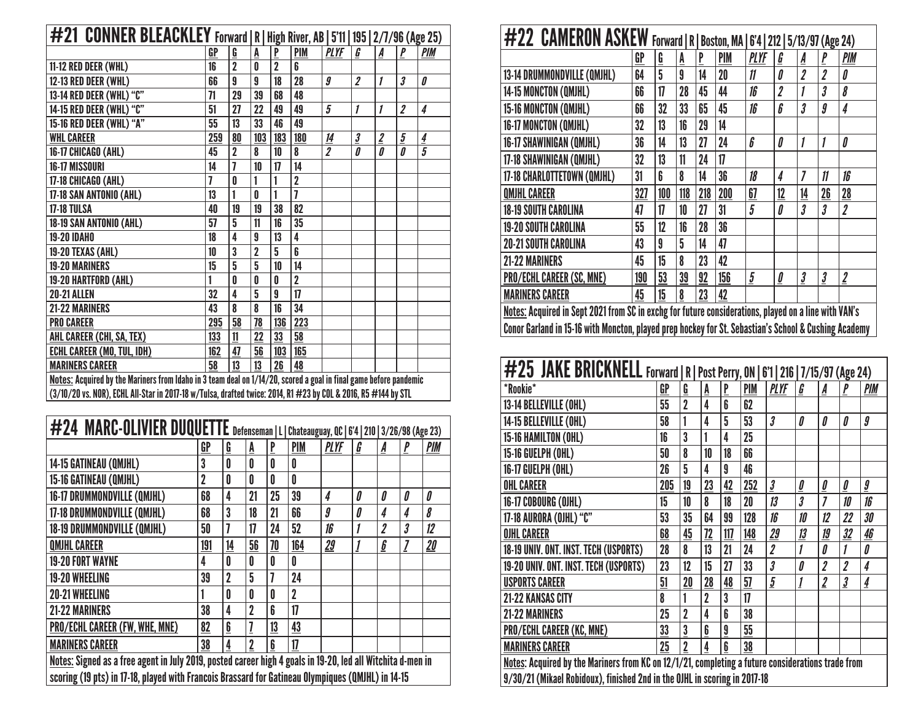## #21 CONNER BLEACKLEY Forward | R | High River, AB | 5'11 | 195 | 2/7/96 (Age 25)

| | GP | G | A | P | PIM | PLYF | G | A | P | PIM |
|---|---|---|---|---|---|---|---|---|---|---|
| 11-12 RED DEER (WHL) | 16 | 2 | 0 | 2 | 6 | | | | | |
| 12-13 RED DEER (WHL) | 66 | 9 | 9 | 18 | 28 | 9 | 2 | 1 | 3 | 0 |
| 13-14 RED DEER (WHL) "C" | 71 | 29 | 39 | 68 | 48 | | | | | |
| 14-15 RED DEER (WHL) "C" | 51 | 27 | 22 | 49 | 49 | 5 | 1 | 1 | 2 | 4 |
| 15-16 RED DEER (WHL) "A" | 55 | 13 | 33 | 46 | 49 | | | | | |
| WHL CAREER | 259 | 80 | 103 | 183 | 180 | 14 | 3 | 2 | 5 | 4 |
| 16-17 CHICAGO (AHL) | 45 | 2 | 8 | 10 | 8 | 2 | 0 | 0 | 0 | 5 |
| 16-17 MISSOURI | 14 | 7 | 10 | 17 | 14 | | | | | |
| 17-18 CHICAGO (AHL) | 7 | 0 | 1 | 1 | 2 | | | | | |
| 17-18 SAN ANTONIO (AHL) | 13 | 1 | 0 | 1 | 7 | | | | | |
| 17-18 TULSA | 40 | 19 | 19 | 38 | 82 | | | | | |
| 18-19 SAN ANTONIO (AHL) | 57 | 5 | 11 | 16 | 35 | | | | | |
| 19-20 IDAHO | 18 | 4 | 9 | 13 | 4 | | | | | |
| 19-20 TEXAS (AHL) | 10 | 3 | 2 | 5 | 6 | | | | | |
| 19-20 MARINERS | 15 | 5 | 5 | 10 | 14 | | | | | |
| 19-20 HARTFORD (AHL) | 1 | 0 | 0 | 0 | 2 | | | | | |
| 20-21 ALLEN | 32 | 4 | 5 | 9 | 17 | | | | | |
| 21-22 MARINERS | 43 | 8 | 8 | 16 | 34 | | | | | |
| PRO CAREER | 295 | 58 | 78 | 136 | 223 | | | | | |
| AHL CAREER (CHI, SA, TEX) | 133 | 11 | 22 | 33 | 58 | | | | | |
| ECHL CAREER (MO, TUL, IDH) | 162 | 47 | 56 | 103 | 165 | | | | | |
| MARINERS CAREER | 58 | 13 | 13 | 26 | 48 | | | | | |

Notes: Acquired by the Mariners from Idaho in 3 team deal on 1/14/20, scored a goal in final game before pandemic (3/10/20 vs. NOR), ECHL All-Star in 2017-18 w/Tulsa, drafted twice: 2014, R1 #23 by COL & 2016, R5 #144 by STL

## #24 MARC-OLIVIER DUQUETTE Defenseman | L | Chateauguay, QC | 6'4 | 210 | 3/26/98 (Age 23)

| | GP | G | A | P | PIM | PLYF | G | A | P | PIM |
|---|---|---|---|---|---|---|---|---|---|---|
| 14-15 GATINEAU (QMJHL) | 3 | 0 | 0 | 0 | 0 | | | | | |
| 15-16 GATINEAU (QMJHL) | 2 | 0 | 0 | 0 | 0 | | | | | |
| 16-17 DRUMMONDVILLE (QMJHL) | 68 | 4 | 21 | 25 | 39 | 4 | 0 | 0 | 0 | 0 |
| 17-18 DRUMMONDVILLE (QMJHL) | 68 | 3 | 18 | 21 | 66 | 9 | 0 | 4 | 4 | 8 |
| 18-19 DRUMMONDVILLE (QMJHL) | 50 | 7 | 17 | 24 | 52 | 16 | 1 | 2 | 3 | 12 |
| QMJHL CAREER | 191 | 14 | 56 | 70 | 164 | 29 | 1 | 6 | 7 | 20 |
| 19-20 FORT WAYNE | 4 | 0 | 0 | 0 | 0 | | | | | |
| 19-20 WHEELING | 39 | 2 | 5 | 7 | 24 | | | | | |
| 20-21 WHEELING | 1 | 0 | 0 | 0 | 2 | | | | | |
| 21-22 MARINERS | 38 | 4 | 2 | 6 | 17 | | | | | |
| PRO/ECHL CAREER (FW, WHE, MNE) | 82 | 6 | 7 | 13 | 43 | | | | | |
| MARINERS CAREER | 38 | 4 | 2 | 6 | 17 | | | | | |

Notes: Signed as a free agent in July 2019, posted career high 4 goals in 19-20, led all Witchita d-men in scoring (19 pts) in 17-18, played with Francois Brassard for Gatineau Olympiques (QMJHL) in 14-15

## #22 CAMERON ASKEW Forward | R | Boston, MA | 6'4 | 212 | 5/13/97 (Age 24)

| | GP | G | A | P | PIM | PLYF | G | A | P | PIM |
|---|---|---|---|---|---|---|---|---|---|---|
| 13-14 DRUMMONDVILLE (QMJHL) | 64 | 5 | 9 | 14 | 20 | 11 | 0 | 2 | 2 | 0 |
| 14-15 MONCTON (QMJHL) | 66 | 17 | 28 | 45 | 44 | 16 | 2 | 1 | 3 | 8 |
| 15-16 MONCTON (QMJHL) | 66 | 32 | 33 | 65 | 45 | 16 | 6 | 3 | 9 | 4 |
| 16-17 MONCTON (QMJHL) | 32 | 13 | 16 | 29 | 14 | | | | | |
| 16-17 SHAWINIGAN (QMJHL) | 36 | 14 | 13 | 27 | 24 | 6 | 0 | 1 | 1 | 0 |
| 17-18 SHAWINIGAN (QMJHL) | 32 | 13 | 11 | 24 | 17 | | | | | |
| 17-18 CHARLOTTETOWN (QMJHL) | 31 | 6 | 8 | 14 | 36 | 18 | 4 | 7 | 11 | 16 |
| QMJHL CAREER | 327 | 100 | 118 | 218 | 200 | 67 | 12 | 14 | 26 | 28 |
| 18-19 SOUTH CAROLINA | 47 | 17 | 10 | 27 | 31 | 5 | 0 | 3 | 3 | 2 |
| 19-20 SOUTH CAROLINA | 55 | 12 | 16 | 28 | 36 | | | | | |
| 20-21 SOUTH CAROLINA | 43 | 9 | 5 | 14 | 47 | | | | | |
| 21-22 MARINERS | 45 | 15 | 8 | 23 | 42 | | | | | |
| PRO/ECHL CAREER (SC, MNE) | 190 | 53 | 39 | 92 | 156 | 5 | 0 | 3 | 3 | 2 |
| MARINERS CAREER | 45 | 15 | 8 | 23 | 42 | | | | | |

Notes: Acquired in Sept 2021 from SC in exchg for future considerations, played on a line with VAN's Conor Garland in 15-16 with Moncton, played prep hockey for St. Sebastian's School & Cushing Academy

## #25 JAKE BRICKNELL Forward | R | Post Perry, ON | 6'1 | 216 | 7/15/97 (Age 24)

| \*Rookie\* | GP | G | A | P | PIM | PLYF | G | A | P | PIM |
|---|---|---|---|---|---|---|---|---|---|---|
| 13-14 BELLEVILLE (OHL) | 55 | 2 | 4 | 6 | 62 | | | | | |
| 14-15 BELLEVILLE (OHL) | 58 | 1 | 4 | 5 | 53 | 3 | 0 | 0 | 0 | 9 |
| 15-16 HAMILTON (OHL) | 16 | 3 | 1 | 4 | 25 | | | | | |
| 15-16 GUELPH (OHL) | 50 | 8 | 10 | 18 | 66 | | | | | |
| 16-17 GUELPH (OHL) | 26 | 5 | 4 | 9 | 46 | | | | | |
| OHL CAREER | 205 | 19 | 23 | 42 | 252 | 3 | 0 | 0 | 0 | 9 |
| 16-17 COBOURG (OJHL) | 15 | 10 | 8 | 18 | 20 | 13 | 3 | 7 | 10 | 16 |
| 17-18 AURORA (OJHL) "C" | 53 | 35 | 64 | 99 | 128 | 16 | 10 | 12 | 22 | 30 |
| OJHL CAREER | 68 | 45 | 72 | 117 | 148 | 29 | 13 | 19 | 32 | 46 |
| 18-19 UNIV. ONT. INST. TECH (USPORTS) | 28 | 8 | 13 | 21 | 24 | 2 | 1 | 0 | 1 | 0 |
| 19-20 UNIV. ONT. INST. TECH (USPORTS) | 23 | 12 | 15 | 27 | 33 | 3 | 0 | 2 | 2 | 4 |
| USPORTS CAREER | 51 | 20 | 28 | 48 | 57 | 5 | 1 | 2 | 3 | 4 |
| 21-22 KANSAS CITY | 8 | 1 | 2 | 3 | 17 | | | | | |
| 21-22 MARINERS | 25 | 2 | 4 | 6 | 38 | | | | | |
| PRO/ECHL CAREER (KC, MNE) | 33 | 3 | 6 | 9 | 55 | | | | | |
| MARINERS CAREER | 25 | 2 | 4 | 6 | 38 | | | | | |

Notes: Acquired by the Mariners from KC on 12/1/21, completing a future considerations trade from 9/30/21 (Mikael Robidoux), finished 2nd in the OJHL in scoring in 2017-18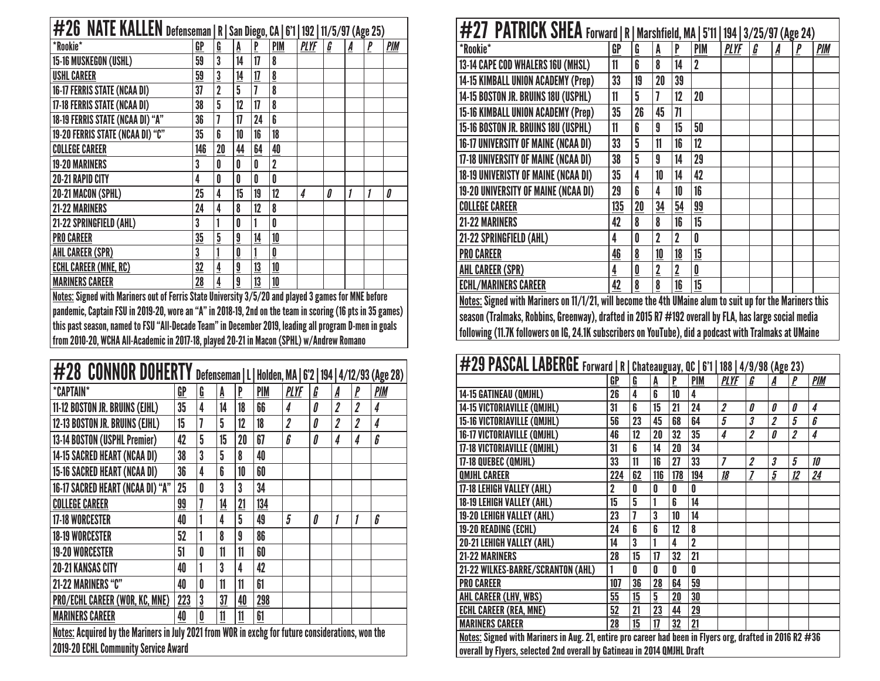## #26 NATE KALLEN Defenseman | R | San Diego, CA | 6'1 | 192 | 11/5/97 (Age 25)

| *Rookie* | GP | G | A | P | PIM | PLYF | G | A | P | PIM |
|---|---|---|---|---|---|---|---|---|---|---|
| 15-16 MUSKEGON (USHL) | 59 | 3 | 14 | 17 | 8 | | | | | |
| USHL CAREER | 59 | 3 | 14 | 17 | 8 | | | | | |
| 16-17 FERRIS STATE (NCAA DI) | 37 | 2 | 5 | 7 | 8 | | | | | |
| 17-18 FERRIS STATE (NCAA DI) | 38 | 5 | 12 | 17 | 8 | | | | | |
| 18-19 FERRIS STATE (NCAA DI) "A" | 36 | 7 | 17 | 24 | 6 | | | | | |
| 19-20 FERRIS STATE (NCAA DI) "C" | 35 | 6 | 10 | 16 | 18 | | | | | |
| COLLEGE CAREER | 146 | 20 | 44 | 64 | 40 | | | | | |
| 19-20 MARINERS | 3 | 0 | 0 | 0 | 2 | | | | | |
| 20-21 RAPID CITY | 4 | 0 | 0 | 0 | 0 | | | | | |
| 20-21 MACON (SPHL) | 25 | 4 | 15 | 19 | 12 | 4 | 0 | 1 | 1 | 0 |
| 21-22 MARINERS | 24 | 4 | 8 | 12 | 8 | | | | | |
| 21-22 SPRINGFIELD (AHL) | 3 | 1 | 0 | 1 | 0 | | | | | |
| PRO CAREER | 35 | 5 | 9 | 14 | 10 | | | | | |
| AHL CAREER (SPR) | 3 | 1 | 0 | 1 | 0 | | | | | |
| ECHL CAREER (MNE, RC) | 32 | 4 | 9 | 13 | 10 | | | | | |
| MARINERS CAREER | 28 | 4 | 9 | 13 | 10 | | | | | |

Notes: Signed with Mariners out of Ferris State University 3/5/20 and played 3 games for MNE before pandemic, Captain FSU in 2019-20, wore an "A" in 2018-19, 2nd on the team in scoring (16 pts in 35 games) this past season, named to FSU "All-Decade Team" in December 2019, leading all program D-men in goals from 2010-20, WCHA All-Academic in 2017-18, played 20-21 in Macon (SPHL) w/Andrew Romano

## #28 CONNOR DOHERTY Defenseman | L | Holden, MA | 6'2 | 194 | 4/12/93 (Age 28)

| *CAPTAIN* | GP | G | A | P | PIM | PLYF | G | A | P | PIM |
|---|---|---|---|---|---|---|---|---|---|---|
| 11-12 BOSTON JR. BRUINS (EJHL) | 35 | 4 | 14 | 18 | 66 | 4 | 0 | 2 | 2 | 4 |
| 12-13 BOSTON JR. BRUINS (EJHL) | 15 | 7 | 5 | 12 | 18 | 2 | 0 | 2 | 2 | 4 |
| 13-14 BOSTON (USPHL Premier) | 42 | 5 | 15 | 20 | 67 | 6 | 0 | 4 | 4 | 6 |
| 14-15 SACRED HEART (NCAA DI) | 38 | 3 | 5 | 8 | 40 | | | | | |
| 15-16 SACRED HEART (NCAA DI) | 36 | 4 | 6 | 10 | 60 | | | | | |
| 16-17 SACRED HEART (NCAA DI) "A" | 25 | 0 | 3 | 3 | 34 | | | | | |
| COLLEGE CAREER | 99 | 7 | 14 | 21 | 134 | | | | | |
| 17-18 WORCESTER | 40 | 1 | 4 | 5 | 49 | 5 | 0 | 1 | 1 | 6 |
| 18-19 WORCESTER | 52 | 1 | 8 | 9 | 86 | | | | | |
| 19-20 WORCESTER | 51 | 0 | 11 | 11 | 60 | | | | | |
| 20-21 KANSAS CITY | 40 | 1 | 3 | 4 | 42 | | | | | |
| 21-22 MARINERS "C" | 40 | 0 | 11 | 11 | 61 | | | | | |
| PRO/ECHL CAREER (WOR, KC, MNE) | 223 | 3 | 37 | 40 | 298 | | | | | |
| MARINERS CAREER | 40 | 0 | 11 | 11 | 61 | | | | | |

Notes: Acquired by the Mariners in July 2021 from WOR in exchg for future considerations, won the 2019-20 ECHL Community Service Award

## #27 PATRICK SHEA Forward | R | Marshfield, MA | 5'11 | 194 | 3/25/97 (Age 24)

| *Rookie* | GP | G | A | P | PIM | PLYF | G | A | P | PIM |
|---|---|---|---|---|---|---|---|---|---|---|
| 13-14 CAPE COD WHALERS 16U (MHSL) | 11 | 6 | 8 | 14 | 2 | | | | | |
| 14-15 KIMBALL UNION ACADEMY (Prep) | 33 | 19 | 20 | 39 | | | | | | |
| 14-15 BOSTON JR. BRUINS 18U (USPHL) | 11 | 5 | 7 | 12 | 20 | | | | | |
| 15-16 KIMBALL UNION ACADEMY (Prep) | 35 | 26 | 45 | 71 | | | | | | |
| 15-16 BOSTON JR. BRUINS 18U (USPHL) | 11 | 6 | 9 | 15 | 50 | | | | | |
| 16-17 UNIVERSITY OF MAINE (NCAA DI) | 33 | 5 | 11 | 16 | 12 | | | | | |
| 17-18 UNIVERSITY OF MAINE (NCAA DI) | 38 | 5 | 9 | 14 | 29 | | | | | |
| 18-19 UNIVERISTY OF MAINE (NCAA DI) | 35 | 4 | 10 | 14 | 42 | | | | | |
| 19-20 UNIVERSITY OF MAINE (NCAA DI) | 29 | 6 | 4 | 10 | 16 | | | | | |
| COLLEGE CAREER | 135 | 20 | 34 | 54 | 99 | | | | | |
| 21-22 MARINERS | 42 | 8 | 8 | 16 | 15 | | | | | |
| 21-22 SPRINGFIELD (AHL) | 4 | 0 | 2 | 2 | 0 | | | | | |
| PRO CAREER | 46 | 8 | 10 | 18 | 15 | | | | | |
| AHL CAREER (SPR) | 4 | 0 | 2 | 2 | 0 | | | | | |
| ECHL/MARINERS CAREER | 42 | 8 | 8 | 16 | 15 | | | | | |

Notes: Signed with Mariners on 11/1/21, will become the 4th UMaine alum to suit up for the Mariners this season (Tralmaks, Robbins, Greenway), drafted in 2015 R7 #192 overall by FLA, has large social media following (11.7K followers on IG, 24.1K subscribers on YouTube), did a podcast with Tralmaks at UMaine

## #29 PASCAL LABERGE Forward | R | Chateauguay, QC | 6'1 | 188 | 4/9/98 (Age 23)

| | GP | G | A | P | PIM | PLYF | G | A | P | PIM |
|---|---|---|---|---|---|---|---|---|---|---|
| 14-15 GATINEAU (QMJHL) | 26 | 4 | 6 | 10 | 4 | | | | | |
| 14-15 VICTORIAVILLE (QMJHL) | 31 | 6 | 15 | 21 | 24 | 2 | 0 | 0 | 0 | 4 |
| 15-16 VICTORIAVILLE (QMJHL) | 56 | 23 | 45 | 68 | 64 | 5 | 3 | 2 | 5 | 6 |
| 16-17 VICTORIAVILLE (QMJHL) | 46 | 12 | 20 | 32 | 35 | 4 | 2 | 0 | 2 | 4 |
| 17-18 VICTORIAVILLE (QMJHL) | 31 | 6 | 14 | 20 | 34 | | | | | |
| 17-18 QUEBEC (QMJHL) | 33 | 11 | 16 | 27 | 33 | 7 | 2 | 3 | 5 | 10 |
| QMJHL CAREER | 224 | 62 | 116 | 178 | 194 | 18 | 7 | 5 | 12 | 24 |
| 17-18 LEHIGH VALLEY (AHL) | 2 | 0 | 0 | 0 | 0 | | | | | |
| 18-19 LEHIGH VALLEY (AHL) | 15 | 5 | 1 | 6 | 14 | | | | | |
| 19-20 LEHIGH VALLEY (AHL) | 23 | 7 | 3 | 10 | 14 | | | | | |
| 19-20 READING (ECHL) | 24 | 6 | 6 | 12 | 8 | | | | | |
| 20-21 LEHIGH VALLEY (AHL) | 14 | 3 | 1 | 4 | 2 | | | | | |
| 21-22 MARINERS | 28 | 15 | 17 | 32 | 21 | | | | | |
| 21-22 WILKES-BARRE/SCRANTON (AHL) | 1 | 0 | 0 | 0 | 0 | | | | | |
| PRO CAREER | 107 | 36 | 28 | 64 | 59 | | | | | |
| AHL CAREER (LHV, WBS) | 55 | 15 | 5 | 20 | 30 | | | | | |
| ECHL CAREER (REA, MNE) | 52 | 21 | 23 | 44 | 29 | | | | | |
| MARINERS CAREER | 28 | 15 | 17 | 32 | 21 | | | | | |

Notes: Signed with Mariners in Aug. 21, entire pro career had been in Flyers org, drafted in 2016 R2 #36 overall by Flyers, selected 2nd overall by Gatineau in 2014 QMJHL Draft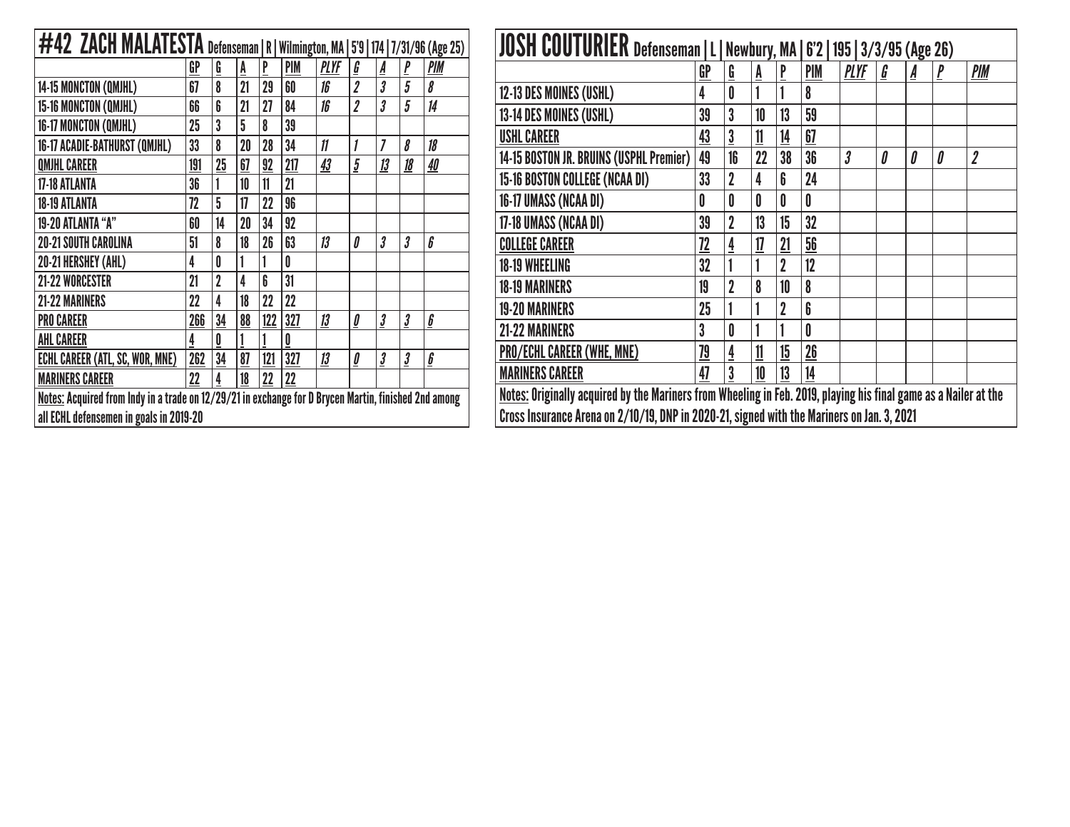## #42 ZACH MALATESTA Defenseman | R | Wilmington, MA | 5'9 | 174 | 7/31/96 (Age 25)

| | GP | G | A | P | PIM | *PLYF* | *G* | *A* | *P* | *PIM* |
|---|---|---|---|---|---|---|---|---|---|---|
| 14-15 MONCTON (QMJHL) | 67 | 8 | 21 | 29 | 60 | *16* | *2* | *3* | *5* | *8* |
| 15-16 MONCTON (QMJHL) | 66 | 6 | 21 | 27 | 84 | *16* | *2* | *3* | *5* | *14* |
| 16-17 MONCTON (QMJHL) | 25 | 3 | 5 | 8 | 39 | | | | | |
| 16-17 ACADIE-BATHURST (QMJHL) | 33 | 8 | 20 | 28 | 34 | *11* | *1* | *7* | *8* | *18* |
| QMJHL CAREER | 191 | 25 | 67 | 92 | 217 | *43* | *5* | *13* | *18* | *40* |
| 17-18 ATLANTA | 36 | 1 | 10 | 11 | 21 | | | | | |
| 18-19 ATLANTA | 72 | 5 | 17 | 22 | 96 | | | | | |
| 19-20 ATLANTA "A" | 60 | 14 | 20 | 34 | 92 | | | | | |
| 20-21 SOUTH CAROLINA | 51 | 8 | 18 | 26 | 63 | *13* | *0* | *3* | *3* | *6* |
| 20-21 HERSHEY (AHL) | 4 | 0 | 1 | 1 | 0 | | | | | |
| 21-22 WORCESTER | 21 | 2 | 4 | 6 | 31 | | | | | |
| 21-22 MARINERS | 22 | 4 | 18 | 22 | 22 | | | | | |
| PRO CAREER | 266 | 34 | 88 | 122 | 327 | *13* | *0* | *3* | *3* | *6* |
| AHL CAREER | 4 | 0 | 1 | 1 | 0 | | | | | |
| ECHL CAREER (ATL, SC, WOR, MNE) | 262 | 34 | 87 | 121 | 327 | *13* | *0* | *3* | *3* | *6* |
| MARINERS CAREER | 22 | 4 | 18 | 22 | 22 | | | | | |

Notes: Acquired from Indy in a trade on 12/29/21 in exchange for D Brycen Martin, finished 2nd among all ECHL defensemen in goals in 2019-20

## JOSH COUTURIER Defenseman | L | Newbury, MA | 6'2 | 195 | 3/3/95 (Age 26)

| | GP | G | A | P | PIM | *PLYF* | *G* | *A* | *P* | *PIM* |
|---|---|---|---|---|---|---|---|---|---|---|
| 12-13 DES MOINES (USHL) | 4 | 0 | 1 | 1 | 8 | | | | | |
| 13-14 DES MOINES (USHL) | 39 | 3 | 10 | 13 | 59 | | | | | |
| USHL CAREER | 43 | 3 | 11 | 14 | 67 | | | | | |
| 14-15 BOSTON JR. BRUINS (USPHL Premier) | 49 | 16 | 22 | 38 | 36 | *3* | *0* | *0* | *0* | *2* |
| 15-16 BOSTON COLLEGE (NCAA DI) | 33 | 2 | 4 | 6 | 24 | | | | | |
| 16-17 UMASS (NCAA DI) | 0 | 0 | 0 | 0 | 0 | | | | | |
| 17-18 UMASS (NCAA DI) | 39 | 2 | 13 | 15 | 32 | | | | | |
| COLLEGE CAREER | 72 | 4 | 17 | 21 | 56 | | | | | |
| 18-19 WHEELING | 32 | 1 | 1 | 2 | 12 | | | | | |
| 18-19 MARINERS | 19 | 2 | 8 | 10 | 8 | | | | | |
| 19-20 MARINERS | 25 | 1 | 1 | 2 | 6 | | | | | |
| 21-22 MARINERS | 3 | 0 | 1 | 1 | 0 | | | | | |
| PRO/ECHL CAREER (WHE, MNE) | 79 | 4 | 11 | 15 | 26 | | | | | |
| MARINERS CAREER | 47 | 3 | 10 | 13 | 14 | | | | | |

Notes: Originally acquired by the Mariners from Wheeling in Feb. 2019, playing his final game as a Nailer at the Cross Insurance Arena on 2/10/19, DNP in 2020-21, signed with the Mariners on Jan. 3, 2021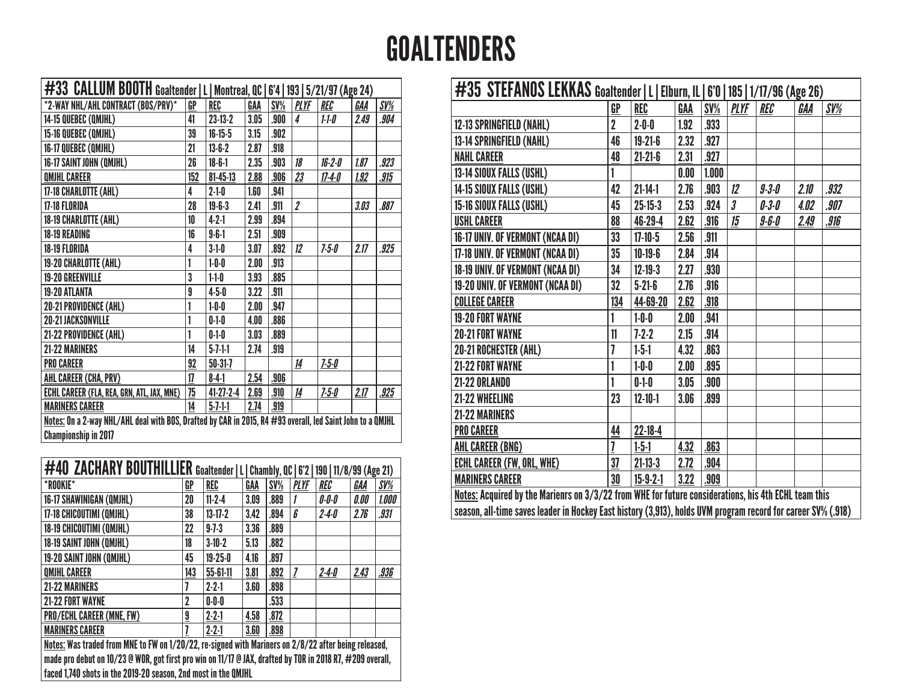# GOALTENDERS

| #33 CALLUM BOOTH Goaltender \| L \| Montreal, QC \| 6'4 \| 193 \| 5/21/97 (Age 24) | | | | | | | | |
|---|---|---|---|---|---|---|---|---|
| *2-WAY NHL/AHL CONTRACT (BOS/PRV)* | GP | REC | GAA | SV% | PLYF | REC | GAA | SV% |
| 14-15 QUEBEC (QMJHL) | 41 | 23-13-2 | 3.05 | .900 | 4 | 1-1-0 | 2.49 | .904 |
| 15-16 QUEBEC (QMJHL) | 39 | 16-15-5 | 3.15 | .902 | | | | |
| 16-17 QUEBEC (QMJHL) | 21 | 13-6-2 | 2.87 | .918 | | | | |
| 16-17 SAINT JOHN (QMJHL) | 26 | 18-6-1 | 2.35 | .903 | 18 | 16-2-0 | 1.87 | .923 |
| QMJHL CAREER | 152 | 81-45-13 | 2.88 | .906 | 23 | 17-4-0 | 1.92 | .915 |
| 17-18 CHARLOTTE (AHL) | 4 | 2-1-0 | 1.60 | .941 | | | | |
| 17-18 FLORIDA | 28 | 19-6-3 | 2.41 | .911 | 2 | | 3.03 | .887 |
| 18-19 CHARLOTTE (AHL) | 10 | 4-2-1 | 2.99 | .894 | | | | |
| 18-19 READING | 16 | 9-6-1 | 2.51 | .909 | | | | |
| 18-19 FLORIDA | 4 | 3-1-0 | 3.07 | .892 | 12 | 7-5-0 | 2.17 | .925 |
| 19-20 CHARLOTTE (AHL) | 1 | 1-0-0 | 2.00 | .913 | | | | |
| 19-20 GREENVILLE | 3 | 1-1-0 | 3.93 | .885 | | | | |
| 19-20 ATLANTA | 9 | 4-5-0 | 3.22 | .911 | | | | |
| 20-21 PROVIDENCE (AHL) | 1 | 1-0-0 | 2.00 | .947 | | | | |
| 20-21 JACKSONVILLE | 1 | 0-1-0 | 4.00 | .886 | | | | |
| 21-22 PROVIDENCE (AHL) | 1 | 0-1-0 | 3.03 | .889 | | | | |
| 21-22 MARINERS | 14 | 5-7-1-1 | 2.74 | .919 | | | | |
| PRO CAREER | 92 | 50-31-7 | | | 14 | 7-5-0 | | |
| AHL CAREER (CHA, PRV) | 17 | 8-4-1 | 2.54 | .906 | | | | |
| ECHL CAREER (FLA, REA, GRN, ATL, JAX, MNE) | 75 | 41-27-2-4 | 2.69 | .910 | 14 | 7-5-0 | 2.17 | .925 |
| MARINERS CAREER | 14 | 5-7-1-1 | 2.74 | .919 | | | | |

Notes: On a 2-way NHL/AHL deal with BOS, Drafted by CAR in 2015, R4 #93 overall, led Saint John to a QMJHL Championship in 2017

| #40 ZACHARY BOUTHILLIER Goaltender \| L \| Chambly, QC \| 6'2 \| 190 \| 11/8/99 (Age 21) | | | | | | | | |
|---|---|---|---|---|---|---|---|---|
| *ROOKIE* | GP | REC | GAA | SV% | PLYF | REC | GAA | SV% |
| 16-17 SHAWINIGAN (QMJHL) | 20 | 11-2-4 | 3.09 | .889 | 1 | 0-0-0 | 0.00 | 1.000 |
| 17-18 CHICOUTIMI (QMJHL) | 38 | 13-17-2 | 3.42 | .894 | 6 | 2-4-0 | 2.76 | .931 |
| 18-19 CHICOUTIMI (QMJHL) | 22 | 9-7-3 | 3.36 | .889 | | | | |
| 18-19 SAINT JOHN (QMJHL) | 18 | 3-10-2 | 5.13 | .882 | | | | |
| 19-20 SAINT JOHN (QMJHL) | 45 | 19-25-0 | 4.16 | .897 | | | | |
| QMJHL CAREER | 143 | 55-61-11 | 3.81 | .892 | 7 | 2-4-0 | 2.43 | .936 |
| 21-22 MARINERS | 7 | 2-2-1 | 3.60 | .898 | | | | |
| 21-22 FORT WAYNE | 2 | 0-0-0 | | .533 | | | | |
| PRO/ECHL CAREER (MNE, FW) | 9 | 2-2-1 | 4.58 | .872 | | | | |
| MARINERS CAREER | 7 | 2-2-1 | 3.60 | .898 | | | | |

Notes: Was traded from MNE to FW on 1/20/22, re-signed with Mariners on 2/8/22 after being released, made pro debut on 10/23 @ WOR, got first pro win on 11/17 @ JAX, drafted by TOR in 2018 R7, #209 overall, faced 1,740 shots in the 2019-20 season, 2nd most in the QMJHL

| #35 STEFANOS LEKKAS Goaltender \| L \| Elburn, IL \| 6'0 \| 185 \| 1/17/96 (Age 26) | | | | | | | | |
|---|---|---|---|---|---|---|---|---|
| | GP | REC | GAA | SV% | PLYF | REC | GAA | SV% |
| 12-13 SPRINGFIELD (NAHL) | 2 | 2-0-0 | 1.92 | .933 | | | | |
| 13-14 SPRINGFIELD (NAHL) | 46 | 19-21-6 | 2.32 | .927 | | | | |
| NAHL CAREER | 48 | 21-21-6 | 2.31 | .927 | | | | |
| 13-14 SIOUX FALLS (USHL) | 1 | | 0.00 | 1.000 | | | | |
| 14-15 SIOUX FALLS (USHL) | 42 | 21-14-1 | 2.76 | .903 | 12 | 9-3-0 | 2.10 | .932 |
| 15-16 SIOUX FALLS (USHL) | 45 | 25-15-3 | 2.53 | .924 | 3 | 0-3-0 | 4.02 | .907 |
| USHL CAREER | 88 | 46-29-4 | 2.62 | .916 | 15 | 9-6-0 | 2.49 | .916 |
| 16-17 UNIV. OF VERMONT (NCAA DI) | 33 | 17-10-5 | 2.56 | .911 | | | | |
| 17-18 UNIV. OF VERMONT (NCAA DI) | 35 | 10-19-6 | 2.84 | .914 | | | | |
| 18-19 UNIV. OF VERMONT (NCAA DI) | 34 | 12-19-3 | 2.27 | .930 | | | | |
| 19-20 UNIV. OF VERMONT (NCAA DI) | 32 | 5-21-6 | 2.76 | .916 | | | | |
| COLLEGE CAREER | 134 | 44-69-20 | 2.62 | .918 | | | | |
| 19-20 FORT WAYNE | 1 | 1-0-0 | 2.00 | .941 | | | | |
| 20-21 FORT WAYNE | 11 | 7-2-2 | 2.15 | .914 | | | | |
| 20-21 ROCHESTER (AHL) | 7 | 1-5-1 | 4.32 | .863 | | | | |
| 21-22 FORT WAYNE | 1 | 1-0-0 | 2.00 | .895 | | | | |
| 21-22 ORLANDO | 1 | 0-1-0 | 3.05 | .900 | | | | |
| 21-22 WHEELING | 23 | 12-10-1 | 3.06 | .899 | | | | |
| 21-22 MARINERS | | | | | | | | |
| PRO CAREER | 44 | 22-18-4 | | | | | | |
| AHL CAREER (BNG) | 7 | 1-5-1 | 4.32 | .863 | | | | |
| ECHL CAREER (FW, ORL, WHE) | 37 | 21-13-3 | 2.72 | .904 | | | | |
| MARINERS CAREER | 30 | 15-9-2-1 | 3.22 | .909 | | | | |

Notes: Acquired by the Marienrs on 3/3/22 from WHE for future considerations, his 4th ECHL team this season, all-time saves leader in Hockey East history (3,913), holds UVM program record for career SV% (.918)